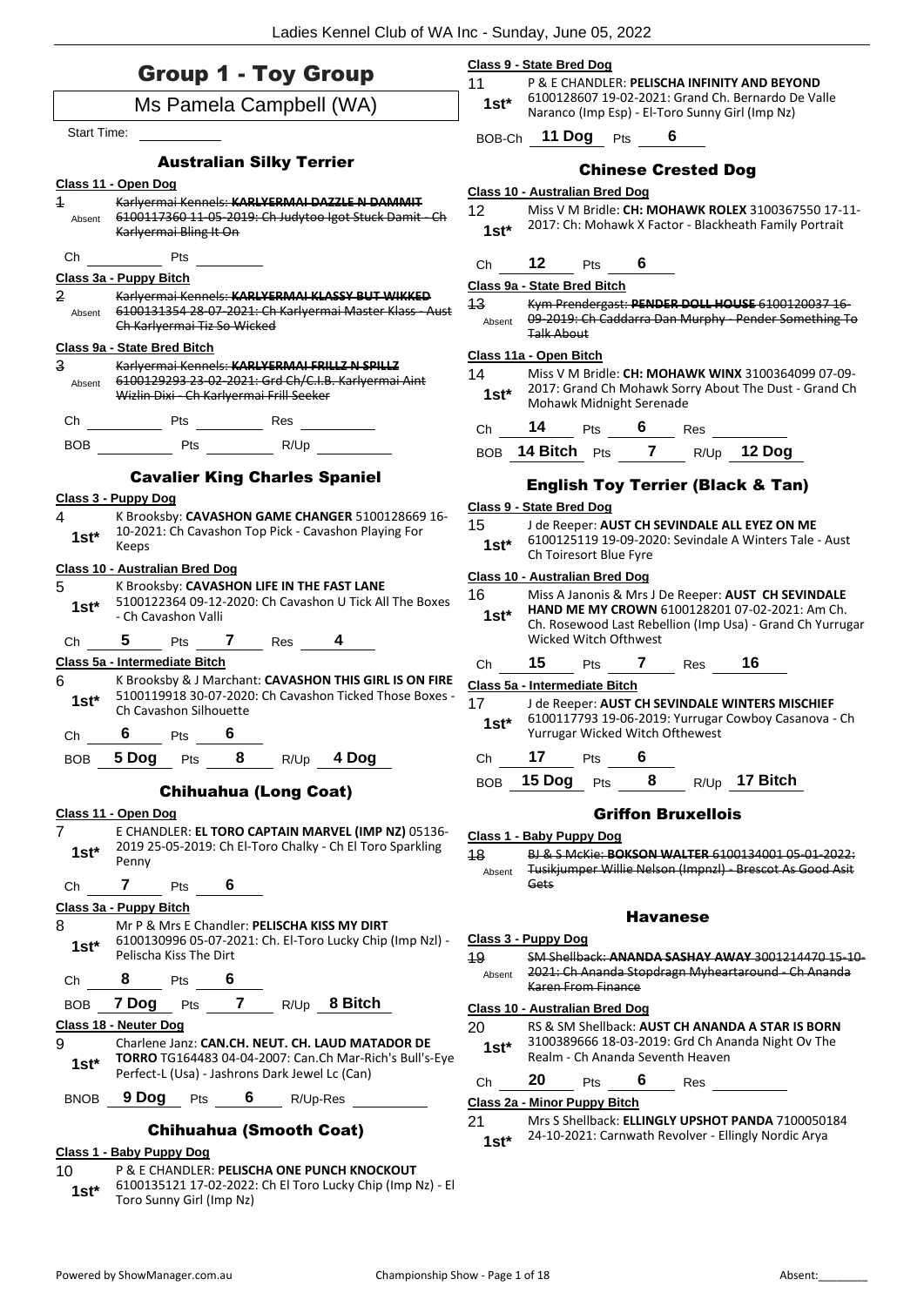# Group 1 - Toy Group

## Ms Pamela Campbell (WA)

Start Time: ___________

### Australian Silky Terrier

**Class 11 - Open Dog**

1 Absent ~~Karlyermai Kennels: **KARLYERMAI DAZZLE N DAMMIT** 6100117360 11-05-2019: Ch Judytoo Igot Stuck Damit - Ch Karlyermai Bling It On~~

Ch ___________ Pts ___________

**Class 3a - Puppy Bitch**

2 Absent ~~Karlyermai Kennels: **KARLYERMAI KLASSY BUT WIKKED** 6100131354 28-07-2021: Ch Karlyermai Master Klass - Aust Ch Karlyermai Tiz So Wicked~~

**Class 9a - State Bred Bitch**

3 Absent ~~Karlyermai Kennels: **KARLYERMAI FRILLZ N SPILLZ** 6100129293 23-02-2021: Grd Ch/C.I.B. Karlyermai Aint Wizlin Dixi - Ch Karlyermai Frill Seeker~~

Ch ___________ Pts ___________ Res ___________

BOB ___________ Pts ___________ R/Up ___________

### Cavalier King Charles Spaniel

**Class 3 - Puppy Dog**

4 1st* K Brooksby: **CAVASHON GAME CHANGER** 5100128669 16-10-2021: Ch Cavashon Top Pick - Cavashon Playing For Keeps

**Class 10 - Australian Bred Dog**

5 1st* K Brooksby: **CAVASHON LIFE IN THE FAST LANE** 5100122364 09-12-2020: Ch Cavashon U Tick All The Boxes - Ch Cavashon Valli

Ch **5** Pts **7** Res **4**

**Class 5a - Intermediate Bitch**

6 1st* K Brooksby & J Marchant: **CAVASHON THIS GIRL IS ON FIRE** 5100119918 30-07-2020: Ch Cavashon Ticked Those Boxes - Ch Cavashon Silhouette

Ch **6** Pts **6**

BOB **5 Dog** Pts **8** R/Up **4 Dog**

### Chihuahua (Long Coat)

**Class 11 - Open Dog**

7 1st* E CHANDLER: **EL TORO CAPTAIN MARVEL (IMP NZ)** 05136-2019 25-05-2019: Ch El-Toro Chalky - Ch El Toro Sparkling Penny

Ch **7** Pts **6**

**Class 3a - Puppy Bitch**

8 1st* Mr P & Mrs E Chandler: **PELISCHA KISS MY DIRT** 6100130996 05-07-2021: Ch. El-Toro Lucky Chip (Imp Nzl) - Pelischa Kiss The Dirt

Ch **8** Pts **6**

BOB **7 Dog** Pts **7** R/Up **8 Bitch**

**Class 18 - Neuter Dog**

9 1st* Charlene Janz: **CAN.CH. NEUT. CH. LAUD MATADOR DE TORRO** TG164483 04-04-2007: Can.Ch Mar-Rich's Bull's-Eye Perfect-L (Usa) - Jashrons Dark Jewel Lc (Can)

BNOB **9 Dog** Pts **6** R/Up-Res ___________

### Chihuahua (Smooth Coat)

**Class 1 - Baby Puppy Dog**

10 1st* P & E CHANDLER: **PELISCHA ONE PUNCH KNOCKOUT** 6100135121 17-02-2022: Ch El Toro Lucky Chip (Imp Nz) - El Toro Sunny Girl (Imp Nz)

**Class 9 - State Bred Dog**

11 1st* P & E CHANDLER: **PELISCHA INFINITY AND BEYOND** 6100128607 19-02-2021: Grand Ch. Bernardo De Valle Naranco (Imp Esp) - El-Toro Sunny Girl (Imp Nz)

BOB-Ch **11 Dog** Pts **6**

### Chinese Crested Dog

**Class 10 - Australian Bred Dog**

12 1st* Miss V M Bridle: **CH: MOHAWK ROLEX** 3100367550 17-11-2017: Ch: Mohawk X Factor - Blackheath Family Portrait

Ch **12** Pts **6**

**Class 9a - State Bred Bitch**

13 Absent ~~Kym Prendergast: **PENDER DOLL HOUSE** 6100120037 16-09-2019: Ch Caddarra Dan Murphy - Pender Something To Talk About~~

**Class 11a - Open Bitch**

14 1st* Miss V M Bridle: **CH: MOHAWK WINX** 3100364099 07-09-2017: Grand Ch Mohawk Sorry About The Dust - Grand Ch Mohawk Midnight Serenade

Ch **14** Pts **6** Res ___________

BOB **14 Bitch** Pts **7** R/Up **12 Dog**

### English Toy Terrier (Black & Tan)

**Class 9 - State Bred Dog**

15 1st* J de Reeper: **AUST CH SEVINDALE ALL EYEZ ON ME** 6100125119 19-09-2020: Sevindale A Winters Tale - Aust Ch Toiresort Blue Fyre

**Class 10 - Australian Bred Dog**

16 1st* Miss A Janonis & Mrs J De Reeper: **AUST CH SEVINDALE HAND ME MY CROWN** 6100128201 07-02-2021: Am Ch. Ch. Rosewood Last Rebellion (Imp Usa) - Grand Ch Yurrugar Wicked Witch Ofthwest

Ch **15** Pts **7** Res **16**

**Class 5a - Intermediate Bitch**

17 1st* J de Reeper: **AUST CH SEVINDALE WINTERS MISCHIEF** 6100117793 19-06-2019: Yurrugar Cowboy Casanova - Ch Yurrugar Wicked Witch Ofthewest

Ch **17** Pts **6**

BOB **15 Dog** Pts **8** R/Up **17 Bitch**

### Griffon Bruxellois

**Class 1 - Baby Puppy Dog**

18 Absent ~~BJ & S McKie: **BOKSON WALTER** 6100134001 05-01-2022: Tusikjumper Willie Nelson (Impnzl) - Brescot As Good Asit Gets~~

### Havanese

**Class 3 - Puppy Dog**

19 Absent ~~SM Shellback: **ANANDA SASHAY AWAY** 3001214470 15-10-2021: Ch Ananda Stopdragn Myheartaround - Ch Ananda Karen From Finance~~

**Class 10 - Australian Bred Dog**

20 1st* RS & SM Shellback: **AUST CH ANANDA A STAR IS BORN** 3100389666 18-03-2019: Grd Ch Ananda Night Ov The Realm - Ch Ananda Seventh Heaven

Ch **20** Pts **6** Res ___________

**Class 2a - Minor Puppy Bitch**

21 1st* Mrs S Shellback: **ELLINGLY UPSHOT PANDA** 7100050184 24-10-2021: Carnwath Revolver - Ellingly Nordic Arya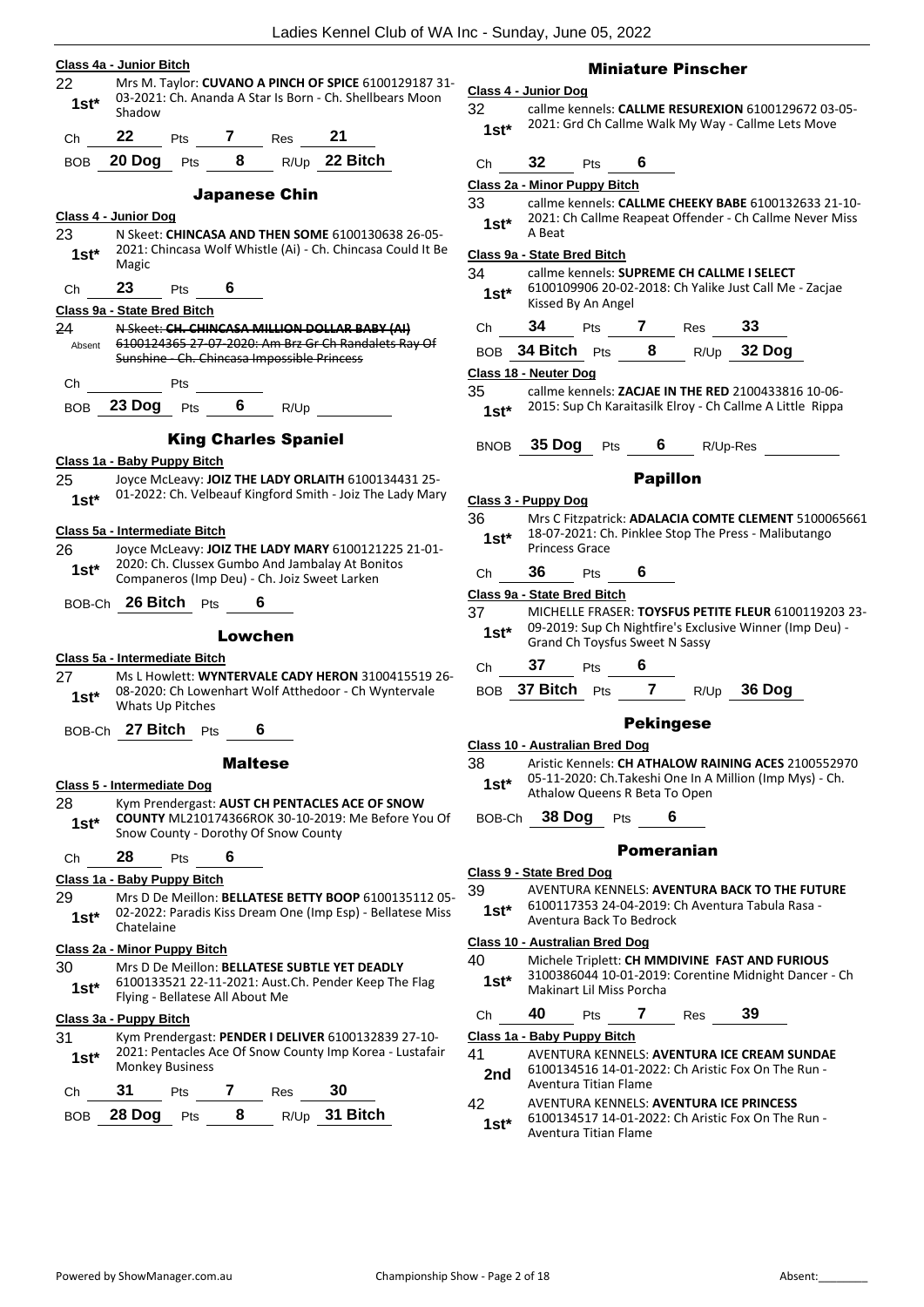### Class 4a - Junior Bitch

22 — Mrs M. Taylor: **CUVANO A PINCH OF SPICE** 6100129187 31-03-2021: Ch. Ananda A Star Is Born - Ch. Shellbears Moon Shadow
**1st***

Ch **22** Pts **7** Res **21**

BOB **20 Dog** Pts **8** R/Up **22 Bitch**

## Japanese Chin

### Class 4 - Junior Dog

23 — N Skeet: **CHINCASA AND THEN SOME** 6100130638 26-05-2021: Chincasa Wolf Whistle (Ai) - Ch. Chincasa Could It Be Magic
**1st***

Ch **23** Pts **6**

### Class 9a - State Bred Bitch

24 — ~~N Skeet: **CH. CHINCASA MILLION DOLLAR BABY (AI)** 6100124365 27-07-2020: Am Brz Gr Ch Randalets Ray Of Sunshine - Ch. Chincasa Impossible Princess~~
Absent

Ch ______ Pts ______

BOB **23 Dog** Pts **6** R/Up ______

## King Charles Spaniel

### Class 1a - Baby Puppy Bitch

25 — Joyce McLeavy: **JOIZ THE LADY ORLAITH** 6100134431 25-01-2022: Ch. Velbeauf Kingford Smith - Joiz The Lady Mary
**1st***

### Class 5a - Intermediate Bitch

26 — Joyce McLeavy: **JOIZ THE LADY MARY** 6100121225 21-01-2020: Ch. Clussex Gumbo And Jambalay At Bonitos Companeros (Imp Deu) - Ch. Joiz Sweet Larken
**1st***

BOB-Ch **26 Bitch** Pts **6**

## Lowchen

### Class 5a - Intermediate Bitch

27 — Ms L Howlett: **WYNTERVALE CADY HERON** 3100415519 26-08-2020: Ch Lowenhart Wolf Atthedoor - Ch Wyntervale Whats Up Pitches
**1st***

BOB-Ch **27 Bitch** Pts **6**

## Maltese

### Class 5 - Intermediate Dog

28 — Kym Prendergast: **AUST CH PENTACLES ACE OF SNOW COUNTY** ML210174366ROK 30-10-2019: Me Before You Of Snow County - Dorothy Of Snow County
**1st***

Ch **28** Pts **6**

### Class 1a - Baby Puppy Bitch

29 — Mrs D De Meillon: **BELLATESE BETTY BOOP** 6100135112 05-02-2022: Paradis Kiss Dream One (Imp Esp) - Bellatese Miss Chatelaine
**1st***

### Class 2a - Minor Puppy Bitch

30 — Mrs D De Meillon: **BELLATESE SUBTLE YET DEADLY** 6100133521 22-11-2021: Aust.Ch. Pender Keep The Flag Flying - Bellatese All About Me
**1st***

### Class 3a - Puppy Bitch

31 — Kym Prendergast: **PENDER I DELIVER** 6100132839 27-10-2021: Pentacles Ace Of Snow County Imp Korea - Lustafair Monkey Business
**1st***

Ch **31** Pts **7** Res **30**

BOB **28 Dog** Pts **8** R/Up **31 Bitch**

## Miniature Pinscher

### Class 4 - Junior Dog

32 — callme kennels: **CALLME RESUREXION** 6100129672 03-05-2021: Grd Ch Callme Walk My Way - Callme Lets Move
**1st***

Ch **32** Pts **6**

### Class 2a - Minor Puppy Bitch

33 — callme kennels: **CALLME CHEEKY BABE** 6100132633 21-10-2021: Ch Callme Reapeat Offender - Ch Callme Never Miss A Beat
**1st***

### Class 9a - State Bred Bitch

34 — callme kennels: **SUPREME CH CALLME I SELECT** 6100109906 20-02-2018: Ch Yalike Just Call Me - Zacjae Kissed By An Angel
**1st***

Ch **34** Pts **7** Res **33**

BOB **34 Bitch** Pts **8** R/Up **32 Dog**

### Class 18 - Neuter Dog

35 — callme kennels: **ZACJAE IN THE RED** 2100433816 10-06-2015: Sup Ch Karaitasilk Elroy - Ch Callme A Little Rippa
**1st***

BNOB **35 Dog** Pts **6** R/Up-Res ______

## Papillon

### Class 3 - Puppy Dog

36 — Mrs C Fitzpatrick: **ADALACIA COMTE CLEMENT** 5100065661 18-07-2021: Ch. Pinklee Stop The Press - Malibutango Princess Grace
**1st***

Ch **36** Pts **6**

### Class 9a - State Bred Bitch

37 — MICHELLE FRASER: **TOYSFUS PETITE FLEUR** 6100119203 23-09-2019: Sup Ch Nightfire's Exclusive Winner (Imp Deu) - Grand Ch Toysfus Sweet N Sassy
**1st***

Ch **37** Pts **6**

BOB **37 Bitch** Pts **7** R/Up **36 Dog**

## Pekingese

### Class 10 - Australian Bred Dog

38 — Aristic Kennels: **CH ATHALOW RAINING ACES** 2100552970 05-11-2020: Ch.Takeshi One In A Million (Imp Mys) - Ch. Athalow Queens R Beta To Open
**1st***

BOB-Ch **38 Dog** Pts **6**

## Pomeranian

### Class 9 - State Bred Dog

39 — AVENTURA KENNELS: **AVENTURA BACK TO THE FUTURE** 6100117353 24-04-2019: Ch Aventura Tabula Rasa - Aventura Back To Bedrock
**1st***

### Class 10 - Australian Bred Dog

40 — Michele Triplett: **CH MMDIVINE FAST AND FURIOUS** 3100386044 10-01-2019: Corentine Midnight Dancer - Ch Makinart Lil Miss Porcha
**1st***

Ch **40** Pts **7** Res **39**

### Class 1a - Baby Puppy Bitch

41 — AVENTURA KENNELS: **AVENTURA ICE CREAM SUNDAE** 6100134516 14-01-2022: Ch Aristic Fox On The Run - Aventura Titian Flame
**2nd**

42 — AVENTURA KENNELS: **AVENTURA ICE PRINCESS** 6100134517 14-01-2022: Ch Aristic Fox On The Run - Aventura Titian Flame
**1st***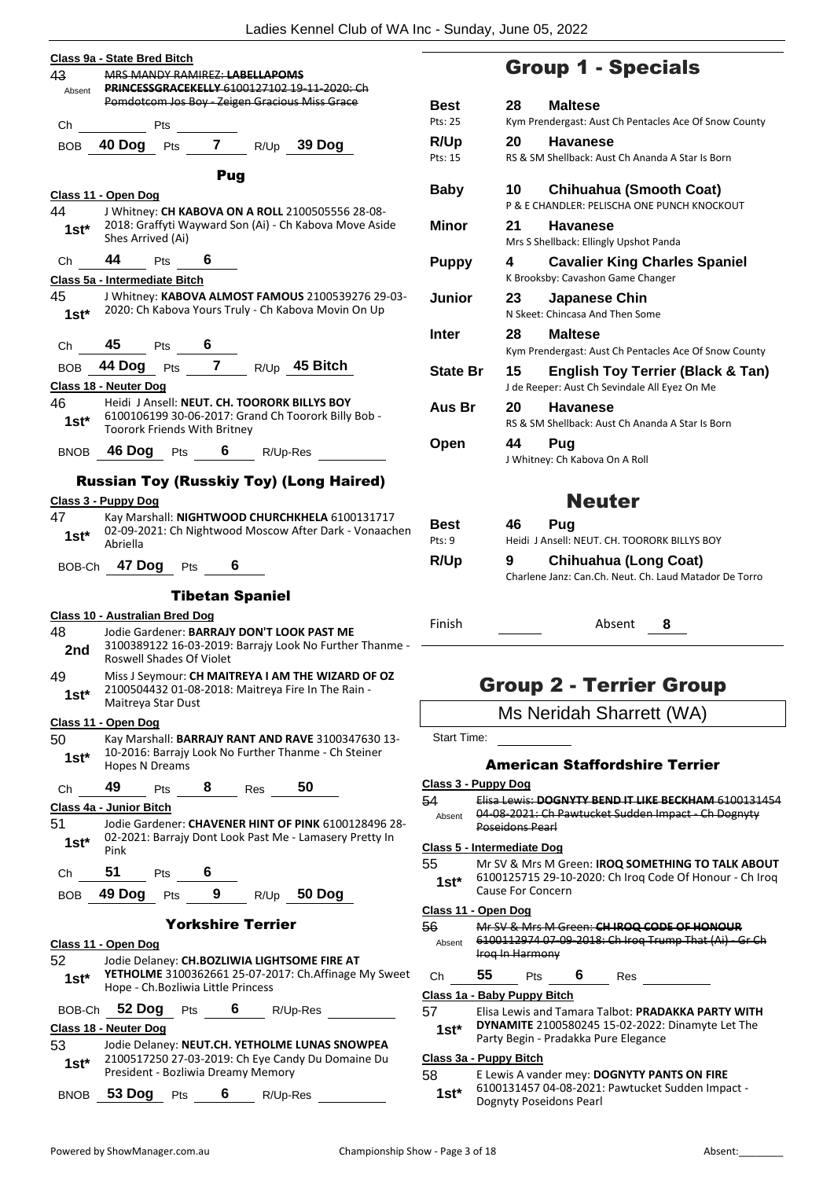**Class 9a - State Bred Bitch**

43 Absent ~~MRS MANDY RAMIREZ: LABELLAPOMS PRINCESSGRACEKELLY 6100127102 19-11-2020: Ch Pomdotcom Jos Boy - Zeigen Gracious Miss Grace~~

Ch ______ Pts ______

BOB **40 Dog** Pts **7** R/Up **39 Dog**

### Pug

**Class 11 - Open Dog**

44 **1st*** J Whitney: **CH KABOVA ON A ROLL** 2100505556 28-08-2018: Graffyti Wayward Son (Ai) - Ch Kabova Move Aside Shes Arrived (Ai)

Ch **44** Pts **6**

**Class 5a - Intermediate Bitch**

45 **1st*** J Whitney: **KABOVA ALMOST FAMOUS** 2100539276 29-03-2020: Ch Kabova Yours Truly - Ch Kabova Movin On Up

Ch **45** Pts **6**

BOB **44 Dog** Pts **7** R/Up **45 Bitch**

**Class 18 - Neuter Dog**

46 **1st*** Heidi J Ansell: **NEUT. CH. TOORORK BILLYS BOY** 6100106199 30-06-2017: Grand Ch Toorork Billy Bob - Toorork Friends With Britney

BNOB **46 Dog** Pts **6** R/Up-Res ______

### Russian Toy (Russkiy Toy) (Long Haired)

**Class 3 - Puppy Dog**

47 **1st*** Kay Marshall: **NIGHTWOOD CHURCHKHELA** 6100131717 02-09-2021: Ch Nightwood Moscow After Dark - Vonaachen Abriella

BOB-Ch **47 Dog** Pts **6**

### Tibetan Spaniel

**Class 10 - Australian Bred Dog**

48 **2nd** Jodie Gardener: **BARRAJY DON'T LOOK PAST ME** 3100389122 16-03-2019: Barrajy Look No Further Thanme - Roswell Shades Of Violet

49 **1st*** Miss J Seymour: **CH MAITREYA I AM THE WIZARD OF OZ** 2100504432 01-08-2018: Maitreya Fire In The Rain - Maitreya Star Dust

**Class 11 - Open Dog**

50 **1st*** Kay Marshall: **BARRAJY RANT AND RAVE** 3100347630 13-10-2016: Barrajy Look No Further Thanme - Ch Steiner Hopes N Dreams

Ch **49** Pts **8** Res **50**

**Class 4a - Junior Bitch**

51 **1st*** Jodie Gardener: **CHAVENER HINT OF PINK** 6100128496 28-02-2021: Barrajy Dont Look Past Me - Lamasery Pretty In Pink

Ch **51** Pts **6**

BOB **49 Dog** Pts **9** R/Up **50 Dog**

### Yorkshire Terrier

**Class 11 - Open Dog**

52 **1st*** Jodie Delaney: **CH.BOZLIWIA LIGHTSOME FIRE AT YETHOLME** 3100362661 25-07-2017: Ch.Affinage My Sweet Hope - Ch.Bozliwia Little Princess

BOB-Ch **52 Dog** Pts **6** R/Up-Res ______

**Class 18 - Neuter Dog**

53 **1st*** Jodie Delaney: **NEUT.CH. YETHOLME LUNAS SNOWPEA** 2100517250 27-03-2019: Ch Eye Candy Du Domaine Du President - Bozliwia Dreamy Memory

BNOB **53 Dog** Pts **6** R/Up-Res ______

## Group 1 - Specials

| | | |
|---|---|---|
| **Best** (Pts: 25) | **28** | **Maltese** – Kym Prendergast: Aust Ch Pentacles Ace Of Snow County |
| **R/Up** (Pts: 15) | **20** | **Havanese** – RS & SM Shellback: Aust Ch Ananda A Star Is Born |
| **Baby** | **10** | **Chihuahua (Smooth Coat)** – P & E CHANDLER: PELISCHA ONE PUNCH KNOCKOUT |
| **Minor** | **21** | **Havanese** – Mrs S Shellback: Ellingly Upshot Panda |
| **Puppy** | **4** | **Cavalier King Charles Spaniel** – K Brooksby: Cavashon Game Changer |
| **Junior** | **23** | **Japanese Chin** – N Skeet: Chincasa And Then Some |
| **Inter** | **28** | **Maltese** – Kym Prendergast: Aust Ch Pentacles Ace Of Snow County |
| **State Br** | **15** | **English Toy Terrier (Black & Tan)** – J de Reeper: Aust Ch Sevindale All Eyez On Me |
| **Aus Br** | **20** | **Havanese** – RS & SM Shellback: Aust Ch Ananda A Star Is Born |
| **Open** | **44** | **Pug** – J Whitney: Ch Kabova On A Roll |

## Neuter

| | | |
|---|---|---|
| **Best** (Pts: 9) | **46** | **Pug** – Heidi J Ansell: NEUT. CH. TOORORK BILLYS BOY |
| **R/Up** | **9** | **Chihuahua (Long Coat)** – Charlene Janz: Can.Ch. Neut. Ch. Laud Matador De Torro |

Finish ______ Absent **8**

## Group 2 - Terrier Group

Ms Neridah Sharrett (WA)

Start Time: ______

### American Staffordshire Terrier

**Class 3 - Puppy Dog**

54 Absent ~~Elisa Lewis: DOGNYTY BEND IT LIKE BECKHAM 6100131454 04-08-2021: Ch Pawtucket Sudden Impact - Ch Dognyty Poseidons Pearl~~

**Class 5 - Intermediate Dog**

55 **1st*** Mr SV & Mrs M Green: **IROQ SOMETHING TO TALK ABOUT** 6100125715 29-10-2020: Ch Iroq Code Of Honour - Ch Iroq Cause For Concern

**Class 11 - Open Dog**

56 Absent ~~Mr SV & Mrs M Green: CH IROQ CODE OF HONOUR 6100112974 07-09-2018: Ch Iroq Trump That (Ai) - Gr Ch Iroq In Harmony~~

Ch **55** Pts **6** Res ______

**Class 1a - Baby Puppy Bitch**

57 **1st*** Elisa Lewis and Tamara Talbot: **PRADAKKA PARTY WITH DYNAMITE** 2100580245 15-02-2022: Dinamyte Let The Party Begin - Pradakka Pure Elegance

**Class 3a - Puppy Bitch**

58 **1st*** E Lewis A vander mey: **DOGNYTY PANTS ON FIRE** 6100131457 04-08-2021: Pawtucket Sudden Impact - Dognyty Poseidons Pearl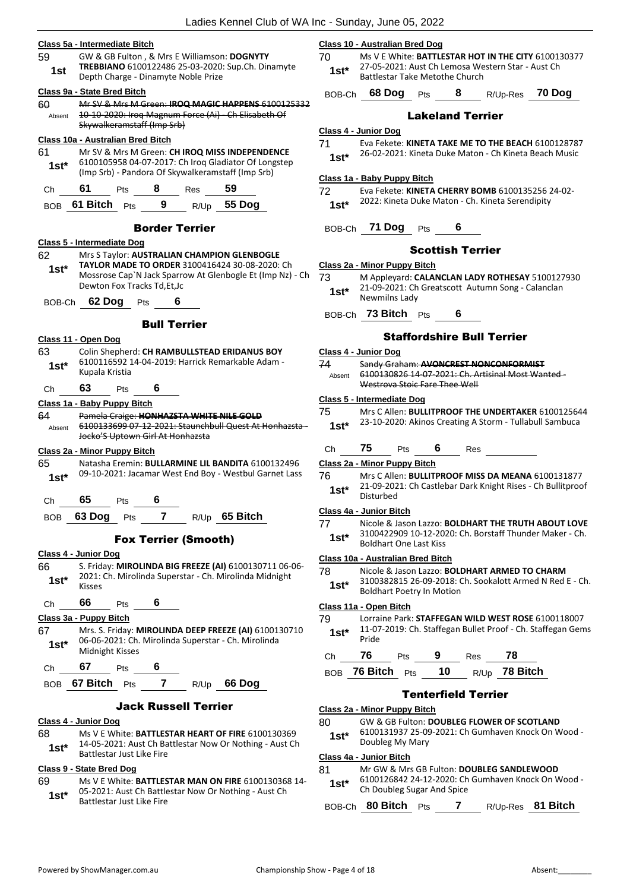**Class 5a - Intermediate Bitch**

59 — 1st — GW & GB Fulton , & Mrs E Williamson: **DOGNYTY TREBBIANO** 6100122486 25-03-2020: Sup.Ch. Dinamyte Depth Charge - Dinamyte Noble Prize

**Class 9a - State Bred Bitch**

60 — Absent — ~~Mr SV & Mrs M Green: **IROQ MAGIC HAPPENS** 6100125332 10-10-2020: Iroq Magnum Force (Ai) - Ch Elisabeth Of Skywalkeramstaff (Imp Srb)~~

**Class 10a - Australian Bred Bitch**

61 — 1st* — Mr SV & Mrs M Green: **CH IROQ MISS INDEPENDENCE** 6100105958 04-07-2017: Ch Iroq Gladiator Of Longstep (Imp Srb) - Pandora Of Skywalkeramstaff (Imp Srb)

Ch **61** Pts **8** Res **59**

BOB **61 Bitch** Pts **9** R/Up **55 Dog**

## Border Terrier

**Class 5 - Intermediate Dog**

62 — 1st* — Mrs S Taylor: **AUSTRALIAN CHAMPION GLENBOGLE TAYLOR MADE TO ORDER** 3100416424 30-08-2020: Ch Mossrose Cap`N Jack Sparrow At Glenbogle Et (Imp Nz) - Ch Dewton Fox Tracks Td,Et,Jc

BOB-Ch **62 Dog** Pts **6**

## Bull Terrier

**Class 11 - Open Dog**

63 — 1st* — Colin Shepherd: **CH RAMBULLSTEAD ERIDANUS BOY** 6100116592 14-04-2019: Harrick Remarkable Adam - Kupala Kristia

Ch **63** Pts **6**

**Class 1a - Baby Puppy Bitch**

64 — Absent — ~~Pamela Craige: **HONHAZSTA WHITE NILE GOLD** 6100133699 07-12-2021: Staunchbull Quest At Honhazsta - Jocko'S Uptown Girl At Honhazsta~~

**Class 2a - Minor Puppy Bitch**

65 — 1st* — Natasha Eremin: **BULLARMINE LIL BANDITA** 6100132496 09-10-2021: Jacamar West End Boy - Westbul Garnet Lass

Ch **65** Pts **6**

BOB **63 Dog** Pts **7** R/Up **65 Bitch**

## Fox Terrier (Smooth)

**Class 4 - Junior Dog**

66 — 1st* — S. Friday: **MIROLINDA BIG FREEZE (AI)** 6100130711 06-06-2021: Ch. Mirolinda Superstar - Ch. Mirolinda Midnight Kisses

Ch **66** Pts **6**

**Class 3a - Puppy Bitch**

67 — 1st* — Mrs. S. Friday: **MIROLINDA DEEP FREEZE (AI)** 6100130710 06-06-2021: Ch. Mirolinda Superstar - Ch. Mirolinda Midnight Kisses

Ch **67** Pts **6**

BOB **67 Bitch** Pts **7** R/Up **66 Dog**

## Jack Russell Terrier

**Class 4 - Junior Dog**

68 — 1st* — Ms V E White: **BATTLESTAR HEART OF FIRE** 6100130369 14-05-2021: Aust Ch Battlestar Now Or Nothing - Aust Ch Battlestar Just Like Fire

**Class 9 - State Bred Dog**

69 — 1st* — Ms V E White: **BATTLESTAR MAN ON FIRE** 6100130368 14-05-2021: Aust Ch Battlestar Now Or Nothing - Aust Ch Battlestar Just Like Fire

**Class 10 - Australian Bred Dog**

70 — 1st* — Ms V E White: **BATTLESTAR HOT IN THE CITY** 6100130377 27-05-2021: Aust Ch Lemosa Western Star - Aust Ch Battlestar Take Metothe Church

BOB-Ch **68 Dog** Pts **8** R/Up-Res **70 Dog**

## Lakeland Terrier

**Class 4 - Junior Dog**

71 — 1st* — Eva Fekete: **KINETA TAKE ME TO THE BEACH** 6100128787 26-02-2021: Kineta Duke Maton - Ch Kineta Beach Music

**Class 1a - Baby Puppy Bitch**

72 — 1st* — Eva Fekete: **KINETA CHERRY BOMB** 6100135256 24-02-2022: Kineta Duke Maton - Ch. Kineta Serendipity

BOB-Ch **71 Dog** Pts **6**

## Scottish Terrier

**Class 2a - Minor Puppy Bitch**

73 — 1st* — M Appleyard: **CALANCLAN LADY ROTHESAY** 5100127930 21-09-2021: Ch Greatscott Autumn Song - Calanclan Newmilns Lady

BOB-Ch **73 Bitch** Pts **6**

## Staffordshire Bull Terrier

**Class 4 - Junior Dog**

74 — Absent — ~~Sandy Graham: **AVONCREST NONCONFORMIST** 6100130826 14-07-2021: Ch. Artisinal Most Wanted - Westrova Stoic Fare Thee Well~~

**Class 5 - Intermediate Dog**

75 — 1st* — Mrs C Allen: **BULLITPROOF THE UNDERTAKER** 6100125644 23-10-2020: Akinos Creating A Storm - Tullabull Sambuca

Ch **75** Pts **6** Res

**Class 2a - Minor Puppy Bitch**

76 — 1st* — Mrs C Allen: **BULLITPROOF MISS DA MEANA** 6100131877 21-09-2021: Ch Castlebar Dark Knight Rises - Ch Bullitproof Disturbed

**Class 4a - Junior Bitch**

77 — 1st* — Nicole & Jason Lazzo: **BOLDHART THE TRUTH ABOUT LOVE** 3100422909 10-12-2020: Ch. Borstaff Thunder Maker - Ch. Boldhart One Last Kiss

**Class 10a - Australian Bred Bitch**

78 — 1st* — Nicole & Jason Lazzo: **BOLDHART ARMED TO CHARM** 3100382815 26-09-2018: Ch. Sookalott Armed N Red E - Ch. Boldhart Poetry In Motion

**Class 11a - Open Bitch**

79 — 1st* — Lorraine Park: **STAFFEGAN WILD WEST ROSE** 6100118007 11-07-2019: Ch. Staffegan Bullet Proof - Ch. Staffegan Gems Pride

Ch **76** Pts **9** Res **78**

BOB **76 Bitch** Pts **10** R/Up **78 Bitch**

## Tenterfield Terrier

**Class 2a - Minor Puppy Bitch**

80 — 1st* — GW & GB Fulton: **DOUBLEG FLOWER OF SCOTLAND** 6100131937 25-09-2021: Ch Gumhaven Knock On Wood - Doubleg My Mary

**Class 4a - Junior Bitch**

81 — 1st* — Mr GW & Mrs GB Fulton: **DOUBLEG SANDLEWOOD** 6100126842 24-12-2020: Ch Gumhaven Knock On Wood - Ch Doubleg Sugar And Spice

BOB-Ch **80 Bitch** Pts **7** R/Up-Res **81 Bitch**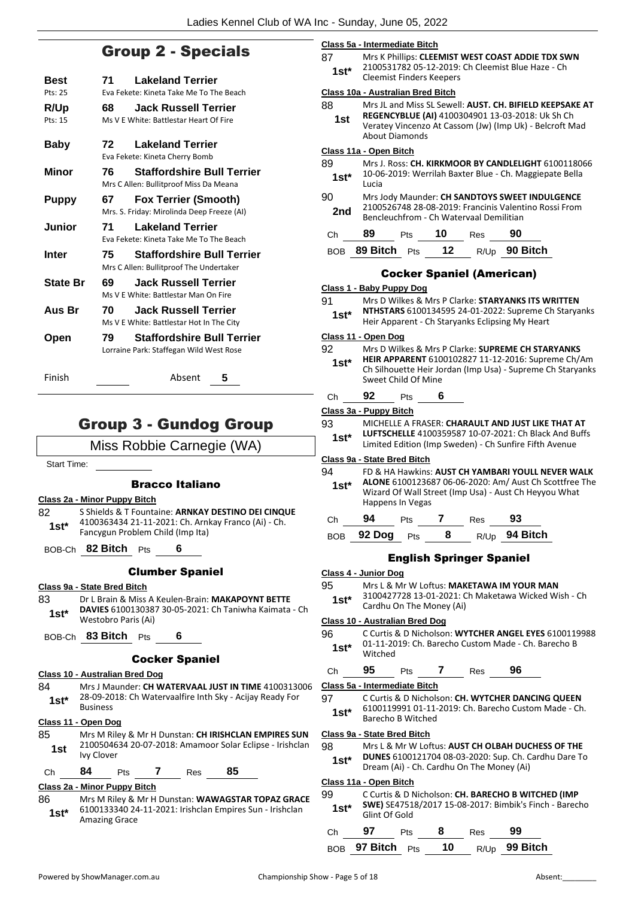## Group 2 - Specials

| | | |
|---|---|---|
| **Best** Pts: 25 | **71** | **Lakeland Terrier** Eva Fekete: Kineta Take Me To The Beach |
| **R/Up** Pts: 15 | **68** | **Jack Russell Terrier** Ms V E White: Battlestar Heart Of Fire |
| **Baby** | **72** | **Lakeland Terrier** Eva Fekete: Kineta Cherry Bomb |
| **Minor** | **76** | **Staffordshire Bull Terrier** Mrs C Allen: Bullitproof Miss Da Meana |
| **Puppy** | **67** | **Fox Terrier (Smooth)** Mrs. S. Friday: Mirolinda Deep Freeze (AI) |
| **Junior** | **71** | **Lakeland Terrier** Eva Fekete: Kineta Take Me To The Beach |
| **Inter** | **75** | **Staffordshire Bull Terrier** Mrs C Allen: Bullitproof The Undertaker |
| **State Br** | **69** | **Jack Russell Terrier** Ms V E White: Battlestar Man On Fire |
| **Aus Br** | **70** | **Jack Russell Terrier** Ms V E White: Battlestar Hot In The City |
| **Open** | **79** | **Staffordshire Bull Terrier** Lorraine Park: Staffegan Wild West Rose |

Finish ______ Absent **5**

## Group 3 - Gundog Group

Miss Robbie Carnegie (WA)

Start Time: ______

### Bracco Italiano

**Class 2a - Minor Puppy Bitch**

82 **1st*** S Shields & T Fountaine: **ARNKAY DESTINO DEI CINQUE** 4100363434 21-11-2021: Ch. Arnkay Franco (Ai) - Ch. Fancygun Problem Child (Imp Ita)

BOB-Ch **82 Bitch** Pts **6**

### Clumber Spaniel

**Class 9a - State Bred Bitch**

83 **1st*** Dr L Brain & Miss A Keulen-Brain: **MAKAPOYNT BETTE DAVIES** 6100130387 30-05-2021: Ch Taniwha Kaimata - Ch Westobro Paris (Ai)

BOB-Ch **83 Bitch** Pts **6**

### Cocker Spaniel

**Class 10 - Australian Bred Dog**

84 **1st*** Mrs J Maunder: **CH WATERVAAL JUST IN TIME** 4100313006 28-09-2018: Ch Watervaalfire Inth Sky - Acijay Ready For Business

**Class 11 - Open Dog**

85 **1st** Mrs M Riley & Mr H Dunstan: **CH IRISHCLAN EMPIRES SUN** 2100504634 20-07-2018: Amamoor Solar Eclipse - Irishclan Ivy Clover

Ch **84** Pts **7** Res **85**

**Class 2a - Minor Puppy Bitch**

86 **1st*** Mrs M Riley & Mr H Dunstan: **WAWAGSTAR TOPAZ GRACE** 6100133340 24-11-2021: Irishclan Empires Sun - Irishclan Amazing Grace

**Class 5a - Intermediate Bitch**

87 **1st*** Mrs K Phillips: **CLEEMIST WEST COAST ADDIE TDX SWN** 2100531782 05-12-2019: Ch Cleemist Blue Haze - Ch Cleemist Finders Keepers

**Class 10a - Australian Bred Bitch**

88 **1st** Mrs JL and Miss SL Sewell: **AUST. CH. BIFIELD KEEPSAKE AT REGENCYBLUE (AI)** 4100304901 13-03-2018: Uk Sh Ch Veratey Vincenzo At Cassom (Jw) (Imp Uk) - Belcroft Mad About Diamonds

**Class 11a - Open Bitch**

89 **1st*** Mrs J. Ross: **CH. KIRKMOOR BY CANDLELIGHT** 6100118066 10-06-2019: Werrilah Baxter Blue - Ch. Maggiepate Bella Lucia

90 **2nd** Mrs Jody Maunder: **CH SANDTOYS SWEET INDULGENCE** 2100526748 28-08-2019: Francinis Valentino Rossi From Bencleuchfrom - Ch Watervaal Demilitian

Ch **89** Pts **10** Res **90**

BOB **89 Bitch** Pts **12** R/Up **90 Bitch**

### Cocker Spaniel (American)

**Class 1 - Baby Puppy Dog**

91 **1st*** Mrs D Wilkes & Mrs P Clarke: **STARYANKS ITS WRITTEN NTHSTARS** 6100134595 24-01-2022: Supreme Ch Staryanks Heir Apparent - Ch Staryanks Eclipsing My Heart

**Class 11 - Open Dog**

92 **1st*** Mrs D Wilkes & Mrs P Clarke: **SUPREME CH STARYANKS HEIR APPARENT** 6100102827 11-12-2016: Supreme Ch/Am Ch Silhouette Heir Jordan (Imp Usa) - Supreme Ch Staryanks Sweet Child Of Mine

Ch **92** Pts **6**

**Class 3a - Puppy Bitch**

93 **1st*** MICHELLE A FRASER: **CHARAULT AND JUST LIKE THAT AT LUFTSCHELLE** 4100359587 10-07-2021: Ch Black And Buffs Limited Edition (Imp Sweden) - Ch Sunfire Fifth Avenue

**Class 9a - State Bred Bitch**

94 **1st*** FD & HA Hawkins: **AUST CH YAMBARI YOULL NEVER WALK ALONE** 6100123687 06-06-2020: Am/ Aust Ch Scottfree The Wizard Of Wall Street (Imp Usa) - Aust Ch Heyyou What Happens In Vegas

Ch **94** Pts **7** Res **93**

BOB **92 Dog** Pts **8** R/Up **94 Bitch**

### English Springer Spaniel

**Class 4 - Junior Dog**

95 **1st*** Mrs L & Mr W Loftus: **MAKETAWA IM YOUR MAN** 3100427728 13-01-2021: Ch Maketawa Wicked Wish - Ch Cardhu On The Money (Ai)

**Class 10 - Australian Bred Dog**

96 **1st*** C Curtis & D Nicholson: **WYTCHER ANGEL EYES** 6100119988 01-11-2019: Ch. Barecho Custom Made - Ch. Barecho B Witched

Ch **95** Pts **7** Res **96**

**Class 5a - Intermediate Bitch**

97 **1st*** C Curtis & D Nicholson: **CH. WYTCHER DANCING QUEEN** 6100119991 01-11-2019: Ch. Barecho Custom Made - Ch. Barecho B Witched

**Class 9a - State Bred Bitch**

98 **1st*** Mrs L & Mr W Loftus: **AUST CH OLBAH DUCHESS OF THE DUNES** 6100121704 08-03-2020: Sup. Ch. Cardhu Dare To Dream (Ai) - Ch. Cardhu On The Money (Ai)

**Class 11a - Open Bitch**

99 **1st*** C Curtis & D Nicholson: **CH. BARECHO B WITCHED (IMP SWE)** SE47518/2017 15-08-2017: Bimbik's Finch - Barecho Glint Of Gold

Ch **97** Pts **8** Res **99**

BOB **97 Bitch** Pts **10** R/Up **99 Bitch**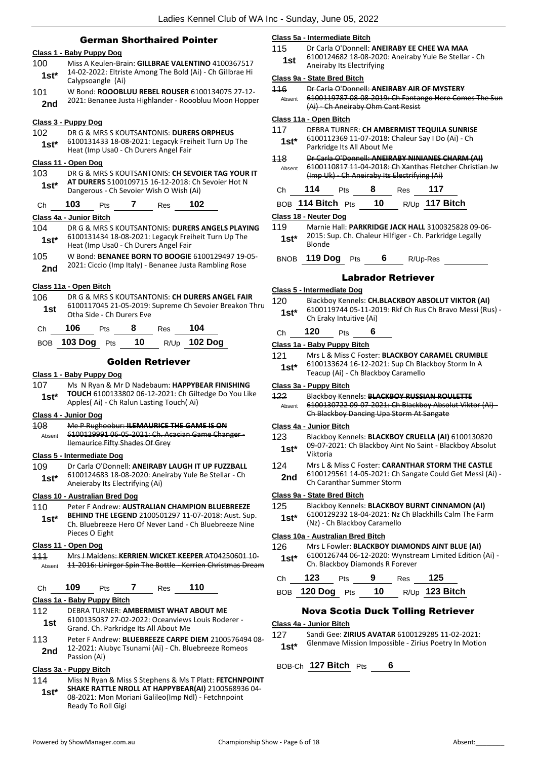## German Shorthaired Pointer

**Class 1 - Baby Puppy Dog**

100 — 1st* — Miss A Keulen-Brain: **GILLBRAE VALENTINO** 4100367517 14-02-2022: Eltriste Among The Bold (Ai) - Ch Gillbrae Hi Calypsoangle (Ai)

101 — 2nd — W Bond: **ROOOBLUU REBEL ROUSER** 6100134075 27-12-2021: Benanee Justa Highlander - Rooobluu Moon Hopper

**Class 3 - Puppy Dog**

102 — 1st* — DR G & MRS S KOUTSANTONIS: **DURERS ORPHEUS** 6100131433 18-08-2021: Legacyk Freiheit Turn Up The Heat (Imp Usa0 - Ch Durers Angel Fair

**Class 11 - Open Dog**

103 — 1st* — DR G & MRS S KOUTSANTONIS: **CH SEVOIER TAG YOUR IT AT DURERS** 5100109715 16-12-2018: Ch Sevoier Hot N Dangerous - Ch Sevoier Wish O Wish (Ai)

Ch **103** Pts **7** Res **102**

**Class 4a - Junior Bitch**

104 — 1st* — DR G & MRS S KOUTSANTONIS: **DURERS ANGELS PLAYING** 6100131434 18-08-2021: Legacyk Freiheit Turn Up The Heat (Imp Usa0 - Ch Durers Angel Fair

105 — 2nd — W Bond: **BENANEE BORN TO BOOGIE** 6100129497 19-05-2021: Ciccio (Imp Italy) - Benanee Justa Rambling Rose

**Class 11a - Open Bitch**

106 — 1st — DR G & MRS S KOUTSANTONIS: **CH DURERS ANGEL FAIR** 6100117045 21-05-2019: Supreme Ch Sevoier Breakon Thru Otha Side - Ch Durers Eve

Ch **106** Pts **8** Res **104**

BOB **103 Dog** Pts **10** R/Up **102 Dog**

## Golden Retriever

**Class 1 - Baby Puppy Dog**

107 — 1st* — Ms N Ryan & Mr D Nadebaum: **HAPPYBEAR FINISHING TOUCH** 6100133802 06-12-2021: Ch Giltedge Do You Like Apples( Ai) - Ch Ralun Lasting Touch( Ai)

**Class 4 - Junior Dog**

108 — Absent — ~~Mr P Rughoobur: **ILEMAURICE THE GAME IS ON** 6100129991 06-05-2021: Ch. Acacian Game Changer - Ilemaurice Fifty Shades Of Grey~~

**Class 5 - Intermediate Dog**

109 — 1st* — Dr Carla O'Donnell: **ANEIRABY LAUGH IT UP FUZZBALL** 6100124683 18-08-2020: Aneiraby Yule Be Stellar - Ch Aneieraby Its Electrifying (Ai)

**Class 10 - Australian Bred Dog**

110 — 1st* — Peter F Andrew: **AUSTRALIAN CHAMPION BLUEBREEZE BEHIND THE LEGEND** 2100501297 11-07-2018: Aust. Sup. Ch. Bluebreeze Hero Of Never Land - Ch Bluebreeze Nine Pieces O Eight

**Class 11 - Open Dog**

111 — Absent — ~~Mrs J Maidens: **KERRIEN WICKET KEEPER** AT04250601 10-11-2016: Linirgor Spin The Bottle - Kerrien Christmas Dream~~

Ch **109** Pts **7** Res **110**

**Class 1a - Baby Puppy Bitch**

112 — 1st — DEBRA TURNER: **AMBERMIST WHAT ABOUT ME** 6100135037 27-02-2022: Oceanviews Louis Roderer - Grand. Ch. Parkridge Its All About Me

113 — 2nd — Peter F Andrew: **BLUEBREEZE CARPE DIEM** 2100576494 08-12-2021: Alubyc Tsunami (Ai) - Ch. Bluebreeze Romeos Passion (Ai)

**Class 3a - Puppy Bitch**

114 — 1st* — Miss N Ryan & Miss S Stephens & Ms T Platt: **FETCHNPOINT SHAKE RATTLE NROLL AT HAPPYBEAR(AI)** 2100568936 04-08-2021: Mon Moriani Galileo(Imp Ndl) - Fetchnpoint Ready To Roll Gigi

**Class 5a - Intermediate Bitch**

115 — 1st — Dr Carla O'Donnell: **ANEIRABY EE CHEE WA MAA** 6100124682 18-08-2020: Aneiraby Yule Be Stellar - Ch Aneiraby Its Electrifying

**Class 9a - State Bred Bitch**

116 — Absent — ~~Dr Carla O'Donnell: **ANEIRABY AIR OF MYSTERY** 6100119787 08-08-2019: Ch Fantango Here Comes The Sun (Ai) - Ch Aneiraby Ohm Cant Resist~~

**Class 11a - Open Bitch**

117 — 1st* — DEBRA TURNER: **CH AMBERMIST TEQUILA SUNRISE** 6100112369 11-07-2018: Chaleur Say I Do (Ai) - Ch Parkridge Its All About Me

118 — Absent — ~~Dr Carla O'Donnell: **ANEIRABY NINIANES CHARM (AI)** 6100110817 11-04-2018: Ch Xanthas Fletcher Christian Jw (Imp Uk) - Ch Aneiraby Its Electrifying (Ai)~~

Ch **114** Pts **8** Res **117**

BOB **114 Bitch** Pts **10** R/Up **117 Bitch**

**Class 18 - Neuter Dog**

119 — 1st* — Marnie Hall: **PARKRIDGE JACK HALL** 3100325828 09-06-2015: Sup. Ch. Chaleur Hilfiger - Ch. Parkridge Legally Blonde

BNOB **119 Dog** Pts **6** R/Up-Res

## Labrador Retriever

**Class 5 - Intermediate Dog**

120 — 1st* — Blackboy Kennels: **CH.BLACKBOY ABSOLUT VIKTOR (AI)** 6100119744 05-11-2019: Rkf Ch Rus Ch Bravo Messi (Rus) - Ch Eraky Intuitive (Ai)

Ch **120** Pts **6**

**Class 1a - Baby Puppy Bitch**

121 — 1st* — Mrs L & Miss C Foster: **BLACKBOY CARAMEL CRUMBLE** 6100133624 16-12-2021: Sup Ch Blackboy Storm In A Teacup (Ai) - Ch Blackboy Caramello

**Class 3a - Puppy Bitch**

122 — Absent — ~~Blackboy Kennels: **BLACKBOY RUSSIAN ROULETTE** 6100130722 09-07-2021: Ch Blackboy Absolut Viktor (Ai) - Ch Blackboy Dancing Upa Storm At Sangate~~

**Class 4a - Junior Bitch**

123 — 1st* — Blackboy Kennels: **BLACKBOY CRUELLA (AI)** 6100130820 09-07-2021: Ch Blackboy Aint No Saint - Blackboy Absolut Viktoria

124 — 2nd — Mrs L & Miss C Foster: **CARANTHAR STORM THE CASTLE** 6100129561 14-05-2021: Ch Sangate Could Get Messi (Ai) - Ch Caranthar Summer Storm

**Class 9a - State Bred Bitch**

125 — 1st* — Blackboy Kennels: **BLACKBOY BURNT CINNAMON (AI)** 6100129232 18-04-2021: Nz Ch Blackhills Calm The Farm (Nz) - Ch Blackboy Caramello

**Class 10a - Australian Bred Bitch**

126 — 1st* — Mrs L Fowler: **BLACKBOY DIAMONDS AINT BLUE (AI)** 6100126744 06-12-2020: Wynstream Limited Edition (Ai) - Ch. Blackboy Diamonds R Forever

Ch **123** Pts **9** Res **125**

BOB **120 Dog** Pts **10** R/Up **123 Bitch**

## Nova Scotia Duck Tolling Retriever

**Class 4a - Junior Bitch**

127 — 1st* — Sandi Gee: **ZIRIUS AVATAR** 6100129285 11-02-2021: Glenmave Mission Impossible - Zirius Poetry In Motion

BOB-Ch **127 Bitch** Pts **6**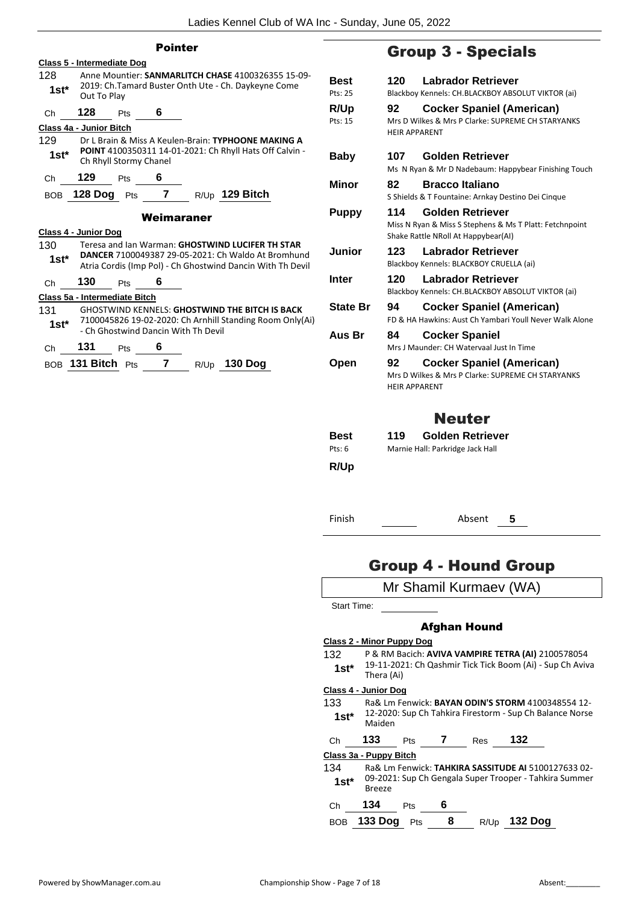### Pointer

**Class 5 - Intermediate Dog**

128 **1st*** Anne Mountier: **SANMARLITCH CHASE** 4100326355 15-09-2019: Ch.Tamard Buster Onth Ute - Ch. Daykeyne Come Out To Play

Ch 128 Pts 6

**Class 4a - Junior Bitch**

129 **1st*** Dr L Brain & Miss A Keulen-Brain: **TYPHOONE MAKING A POINT** 4100350311 14-01-2021: Ch Rhyll Hats Off Calvin - Ch Rhyll Stormy Chanel

Ch 129 Pts 6

BOB **128 Dog** Pts **7** R/Up **129 Bitch**

### Weimaraner

**Class 4 - Junior Dog**

130 **1st*** Teresa and Ian Warman: **GHOSTWIND LUCIFER TH STAR DANCER** 7100049387 29-05-2021: Ch Waldo At Bromhund Atria Cordis (Imp Pol) - Ch Ghostwind Dancin With Th Devil

Ch 130 Pts 6

**Class 5a - Intermediate Bitch**

131 **1st*** GHOSTWIND KENNELS: **GHOSTWIND THE BITCH IS BACK** 7100045826 19-02-2020: Ch Arnhill Standing Room Only(Ai) - Ch Ghostwind Dancin With Th Devil

Ch 131 Pts 6

BOB **131 Bitch** Pts **7** R/Up **130 Dog**

## Group 3 - Specials

| | | |
|---|---|---|
| **Best** Pts: 25 | **120** | **Labrador Retriever** Blackboy Kennels: CH.BLACKBOY ABSOLUT VIKTOR (ai) |
| **R/Up** Pts: 15 | **92** | **Cocker Spaniel (American)** Mrs D Wilkes & Mrs P Clarke: SUPREME CH STARYANKS HEIR APPARENT |
| **Baby** | **107** | **Golden Retriever** Ms N Ryan & Mr D Nadebaum: Happybear Finishing Touch |
| **Minor** | **82** | **Bracco Italiano** S Shields & T Fountaine: Arnkay Destino Dei Cinque |
| **Puppy** | **114** | **Golden Retriever** Miss N Ryan & Miss S Stephens & Ms T Platt: Fetchnpoint Shake Rattle NRoll At Happybear(AI) |
| **Junior** | **123** | **Labrador Retriever** Blackboy Kennels: BLACKBOY CRUELLA (ai) |
| **Inter** | **120** | **Labrador Retriever** Blackboy Kennels: CH.BLACKBOY ABSOLUT VIKTOR (ai) |
| **State Br** | **94** | **Cocker Spaniel (American)** FD & HA Hawkins: Aust Ch Yambari Youll Never Walk Alone |
| **Aus Br** | **84** | **Cocker Spaniel** Mrs J Maunder: CH Watervaal Just In Time |
| **Open** | **92** | **Cocker Spaniel (American)** Mrs D Wilkes & Mrs P Clarke: SUPREME CH STARYANKS HEIR APPARENT |

### Neuter

| | | |
|---|---|---|
| **Best** Pts: 6 | **119** | **Golden Retriever** Marnie Hall: Parkridge Jack Hall |
| **R/Up** | | |

Finish ______ Absent **5**

## Group 4 - Hound Group

Mr Shamil Kurmaev (WA)

Start Time: ______

### Afghan Hound

**Class 2 - Minor Puppy Dog**

132 **1st*** P & RM Bacich: **AVIVA VAMPIRE TETRA (AI)** 2100578054 19-11-2021: Ch Qashmir Tick Tick Boom (Ai) - Sup Ch Aviva Thera (Ai)

**Class 4 - Junior Dog**

133 **1st*** Ra& Lm Fenwick: **BAYAN ODIN'S STORM** 4100348554 12-12-2020: Sup Ch Tahkira Firestorm - Sup Ch Balance Norse Maiden

Ch 133 Pts 7 Res 132

**Class 3a - Puppy Bitch**

134 **1st*** Ra& Lm Fenwick: **TAHKIRA SASSITUDE AI** 5100127633 02-09-2021: Sup Ch Gengala Super Trooper - Tahkira Summer Breeze

Ch 134 Pts 6

BOB **133 Dog** Pts **8** R/Up **132 Dog**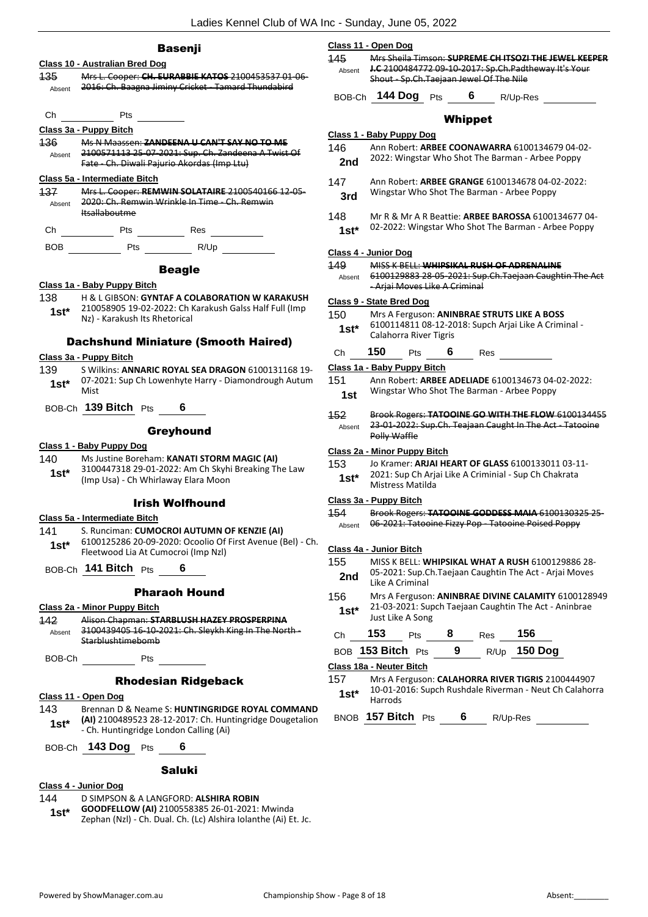## Basenji

### Class 10 - Australian Bred Dog

135 Absent ~~Mrs L. Cooper: **CH. EURABBIE KATOS** 2100453537 01-06-2016: Ch. Baagna Jiminy Cricket - Tamard Thundabird~~

Ch ________ Pts ________

### Class 3a - Puppy Bitch

136 Absent ~~Ms N Maassen: **ZANDEENA U CAN'T SAY NO TO ME** 2100571113 25-07-2021: Sup. Ch. Zandeena A Twist Of Fate - Ch. Diwali Pajurio Akordas (Imp Ltu)~~

### Class 5a - Intermediate Bitch

137 Absent ~~Mrs L. Cooper: **REMWIN SOLATAIRE** 2100540166 12-05-2020: Ch. Remwin Wrinkle In Time - Ch. Remwin Itsallaboutme~~

Ch ________ Pts ________ Res ________

BOB ________ Pts ________ R/Up ________

## Beagle

### Class 1a - Baby Puppy Bitch

138 1st* H & L GIBSON: **GYNTAF A COLABORATION W KARAKUSH** 210058905 19-02-2022: Ch Karakush Galss Half Full (Imp Nz) - Karakush Its Rhetorical

## Dachshund Miniature (Smooth Haired)

### Class 3a - Puppy Bitch

139 1st* S Wilkins: **ANNARIC ROYAL SEA DRAGON** 6100131168 19-07-2021: Sup Ch Lowenhyte Harry - Diamondrough Autum Mist

BOB-Ch **139 Bitch** Pts **6**

## Greyhound

### Class 1 - Baby Puppy Dog

140 1st* Ms Justine Boreham: **KANATI STORM MAGIC (AI)** 3100447318 29-01-2022: Am Ch Skyhi Breaking The Law (Imp Usa) - Ch Whirlaway Elara Moon

## Irish Wolfhound

### Class 5a - Intermediate Bitch

141 1st* S. Runciman: **CUMOCROI AUTUMN OF KENZIE (AI)** 6100125286 20-09-2020: Ocoolio Of First Avenue (Bel) - Ch. Fleetwood Lia At Cumocroi (Imp Nzl)

BOB-Ch **141 Bitch** Pts **6**

## Pharaoh Hound

### Class 2a - Minor Puppy Bitch

142 Absent ~~Alison Chapman: **STARBLUSH HAZEY PROSPERPINA** 3100439405 16-10-2021: Ch. Sleykh King In The North - Starblushtimebomb~~

BOB-Ch ________ Pts ________

## Rhodesian Ridgeback

### Class 11 - Open Dog

143 1st* Brennan D & Neame S: **HUNTINGRIDGE ROYAL COMMAND (AI)** 2100489523 28-12-2017: Ch. Huntingridge Dougetalion - Ch. Huntingridge London Calling (Ai)

BOB-Ch **143 Dog** Pts **6**

## Saluki

### Class 4 - Junior Dog

144 1st* D SIMPSON & A LANGFORD: **ALSHIRA ROBIN GOODFELLOW (AI)** 2100558385 26-01-2021: Mwinda Zephan (Nzl) - Ch. Dual. Ch. (Lc) Alshira Iolanthe (Ai) Et. Jc.

### Class 11 - Open Dog

145 Absent ~~Mrs Sheila Timson: **SUPREME CH ITSOZI THE JEWEL KEEPER J.C** 2100484772 09-10-2017: Sp.Ch.Padtheway It's Your Shout - Sp.Ch.Taejaan Jewel Of The Nile~~

BOB-Ch **144 Dog** Pts **6** R/Up-Res ________

## Whippet

### Class 1 - Baby Puppy Dog

146 2nd Ann Robert: **ARBEE COONAWARRA** 6100134679 04-02-2022: Wingstar Who Shot The Barman - Arbee Poppy

147 3rd Ann Robert: **ARBEE GRANGE** 6100134678 04-02-2022: Wingstar Who Shot The Barman - Arbee Poppy

148 1st* Mr R & Mr A R Beattie: **ARBEE BAROSSA** 6100134677 04-02-2022: Wingstar Who Shot The Barman - Arbee Poppy

### Class 4 - Junior Dog

149 Absent ~~MISS K BELL: **WHIPSIKAL RUSH OF ADRENALINE** 6100129883 28-05-2021: Sup.Ch.Taejaan Caughtin The Act - Arjai Moves Like A Criminal~~

### Class 9 - State Bred Dog

150 1st* Mrs A Ferguson: **ANINBRAE STRUTS LIKE A BOSS** 6100114811 08-12-2018: Supch Arjai Like A Criminal - Calahorra River Tigris

Ch **150** Pts **6** Res ________

### Class 1a - Baby Puppy Bitch

151 1st Ann Robert: **ARBEE ADELIADE** 6100134673 04-02-2022: Wingstar Who Shot The Barman - Arbee Poppy

152 Absent ~~Brook Rogers: **TATOOINE GO WITH THE FLOW** 6100134455 23-01-2022: Sup.Ch. Teajaan Caught In The Act - Tatooine Polly Waffle~~

### Class 2a - Minor Puppy Bitch

153 1st* Jo Kramer: **ARJAI HEART OF GLASS** 6100133011 03-11-2021: Sup Ch Arjai Like A Criminial - Sup Ch Chakrata Mistress Matilda

### Class 3a - Puppy Bitch

154 Absent ~~Brook Rogers: **TATOOINE GODDESS MAIA** 6100130325 25-06-2021: Tatooine Fizzy Pop - Tatooine Poised Poppy~~

### Class 4a - Junior Bitch

155 2nd MISS K BELL: **WHIPSIKAL WHAT A RUSH** 6100129886 28-05-2021: Sup.Ch.Taejaan Caughtin The Act - Arjai Moves Like A Criminal

156 1st* Mrs A Ferguson: **ANINBRAE DIVINE CALAMITY** 6100128949 21-03-2021: Supch Taejaan Caughtin The Act - Aninbrae Just Like A Song

Ch **153** Pts **8** Res **156**

BOB **153 Bitch** Pts **9** R/Up **150 Dog**

### Class 18a - Neuter Bitch

157 1st* Mrs A Ferguson: **CALAHORRA RIVER TIGRIS** 2100444907 10-01-2016: Supch Rushdale Riverman - Neut Ch Calahorra Harrods

BNOB **157 Bitch** Pts **6** R/Up-Res ________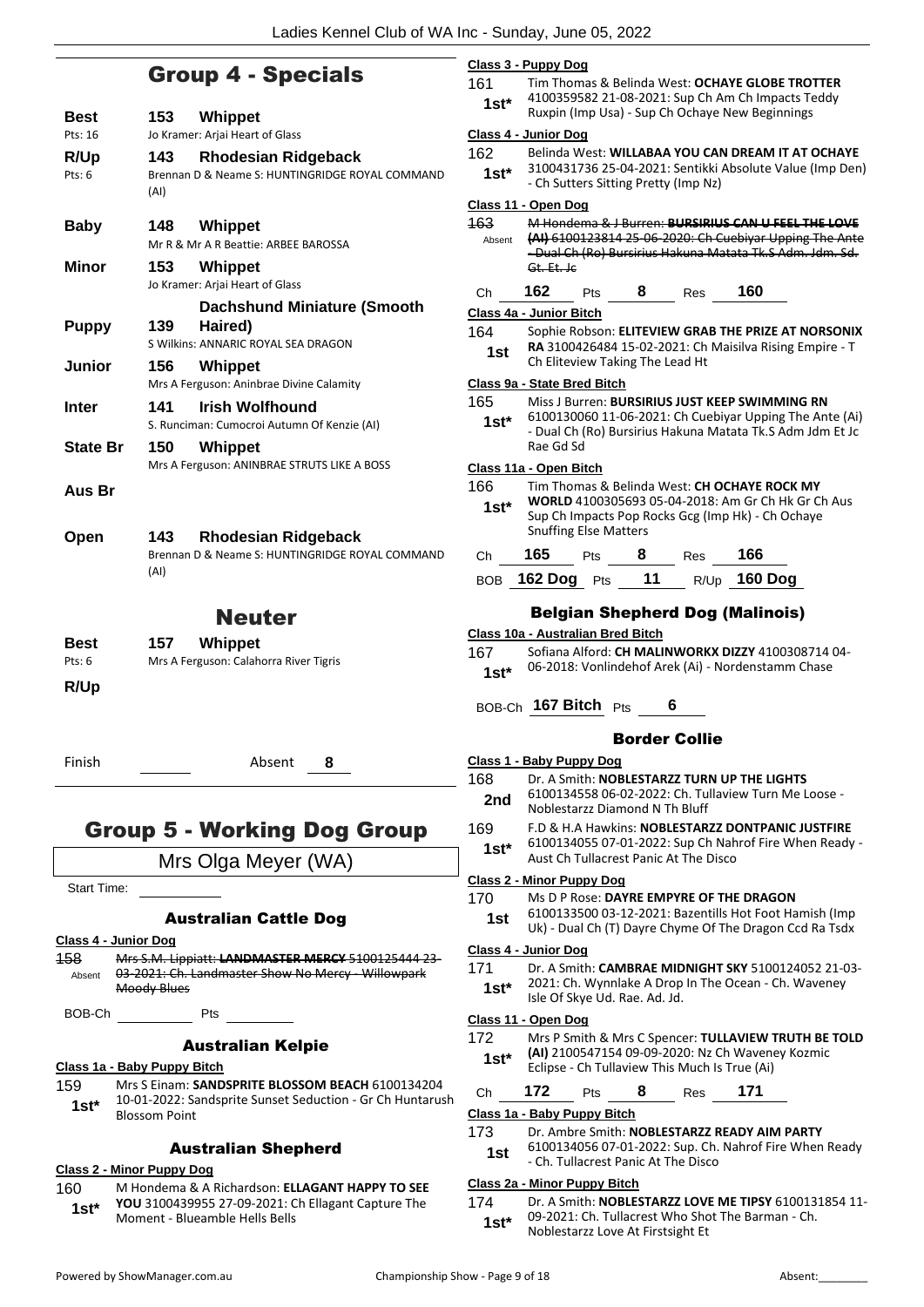# Group 4 - Specials

| | | |
|---|---|---|
| **Best** | **153** | **Whippet** |
| Pts: 16 | | Jo Kramer: Arjai Heart of Glass |
| **R/Up** | **143** | **Rhodesian Ridgeback** |
| Pts: 6 | | Brennan D & Neame S: HUNTINGRIDGE ROYAL COMMAND (AI) |
| **Baby** | **148** | **Whippet** |
| | | Mr R & Mr A R Beattie: ARBEE BAROSSA |
| **Minor** | **153** | **Whippet** |
| | | Jo Kramer: Arjai Heart of Glass |
| **Puppy** | **139** | **Dachshund Miniature (Smooth Haired)** |
| | | S Wilkins: ANNARIC ROYAL SEA DRAGON |
| **Junior** | **156** | **Whippet** |
| | | Mrs A Ferguson: Aninbrae Divine Calamity |
| **Inter** | **141** | **Irish Wolfhound** |
| | | S. Runciman: Cumocroi Autumn Of Kenzie (AI) |
| **State Br** | **150** | **Whippet** |
| | | Mrs A Ferguson: ANINBRAE STRUTS LIKE A BOSS |
| **Aus Br** | | |
| **Open** | **143** | **Rhodesian Ridgeback** |
| | | Brennan D & Neame S: HUNTINGRIDGE ROYAL COMMAND (AI) |

## Neuter

| | | |
|---|---|---|
| **Best** | **157** | **Whippet** |
| Pts: 6 | | Mrs A Ferguson: Calahorra River Tigris |
| **R/Up** | | |

Finish ______ Absent **8**

# Group 5 - Working Dog Group

Mrs Olga Meyer (WA)

Start Time: ______

### Australian Cattle Dog

**Class 4 - Junior Dog**

158 Absent — ~~Mrs S.M. Lippiatt: **LANDMASTER MERCY** 5100125444 23-03-2021: Ch. Landmaster Show No Mercy - Willowpark Moody Blues~~

BOB-Ch ______ Pts ______

### Australian Kelpie

**Class 1a - Baby Puppy Bitch**

159 **1st*** — Mrs S Einam: **SANDSPRITE BLOSSOM BEACH** 6100134204 10-01-2022: Sandsprite Sunset Seduction - Gr Ch Huntarush Blossom Point

### Australian Shepherd

**Class 2 - Minor Puppy Dog**

160 **1st*** — M Hondema & A Richardson: **ELLAGANT HAPPY TO SEE YOU** 3100439955 27-09-2021: Ch Ellagant Capture The Moment - Blueamble Hells Bells

**Class 3 - Puppy Dog**

161 **1st*** — Tim Thomas & Belinda West: **OCHAYE GLOBE TROTTER** 4100359582 21-08-2021: Sup Ch Am Ch Impacts Teddy Ruxpin (Imp Usa) - Sup Ch Ochaye New Beginnings

**Class 4 - Junior Dog**

162 **1st*** — Belinda West: **WILLABAA YOU CAN DREAM IT AT OCHAYE** 3100431736 25-04-2021: Sentikki Absolute Value (Imp Den) - Ch Sutters Sitting Pretty (Imp Nz)

**Class 11 - Open Dog**

163 Absent — ~~M Hondema & J Burren: **BURSIRIUS CAN U FEEL THE LOVE (AI)** 6100123814 25-06-2020: Ch Cuebiyar Upping The Ante - Dual Ch (Ro) Bursirius Hakuna Matata Tk.S Adm. Jdm. Sd. Gt. Et. Jc~~

Ch **162** Pts **8** Res **160**

**Class 4a - Junior Bitch**

164 **1st** — Sophie Robson: **ELITEVIEW GRAB THE PRIZE AT NORSONIX RA** 3100426484 15-02-2021: Ch Maisilva Rising Empire - T Ch Eliteview Taking The Lead Ht

**Class 9a - State Bred Bitch**

165 **1st*** — Miss J Burren: **BURSIRIUS JUST KEEP SWIMMING RN** 6100130060 11-06-2021: Ch Cuebiyar Upping The Ante (Ai) - Dual Ch (Ro) Bursirius Hakuna Matata Tk.S Adm Jdm Et Jc Rae Gd Sd

**Class 11a - Open Bitch**

166 **1st*** — Tim Thomas & Belinda West: **CH OCHAYE ROCK MY WORLD** 4100305693 05-04-2018: Am Gr Ch Hk Gr Ch Aus Sup Ch Impacts Pop Rocks Gcg (Imp Hk) - Ch Ochaye Snuffing Else Matters

Ch **165** Pts **8** Res **166**

BOB **162 Dog** Pts **11** R/Up **160 Dog**

### Belgian Shepherd Dog (Malinois)

**Class 10a - Australian Bred Bitch**

167 **1st*** — Sofiana Alford: **CH MALINWORKX DIZZY** 4100308714 04-06-2018: Vonlindehof Arek (Ai) - Nordenstamm Chase

BOB-Ch **167 Bitch** Pts **6**

### Border Collie

**Class 1 - Baby Puppy Dog**

168 **2nd** — Dr. A Smith: **NOBLESTARZZ TURN UP THE LIGHTS** 6100134558 06-02-2022: Ch. Tullaview Turn Me Loose - Noblestarzz Diamond N Th Bluff

169 **1st*** — F.D & H.A Hawkins: **NOBLESTARZZ DONTPANIC JUSTFIRE** 6100134055 07-01-2022: Sup Ch Nahrof Fire When Ready - Aust Ch Tullacrest Panic At The Disco

**Class 2 - Minor Puppy Dog**

170 **1st** — Ms D P Rose: **DAYRE EMPYRE OF THE DRAGON** 6100133500 03-12-2021: Bazentills Hot Foot Hamish (Imp Uk) - Dual Ch (T) Dayre Chyme Of The Dragon Ccd Ra Tsdx

**Class 4 - Junior Dog**

171 **1st*** — Dr. A Smith: **CAMBRAE MIDNIGHT SKY** 5100124052 21-03-2021: Ch. Wynnlake A Drop In The Ocean - Ch. Waveney Isle Of Skye Ud. Rae. Ad. Jd.

**Class 11 - Open Dog**

172 **1st*** — Mrs P Smith & Mrs C Spencer: **TULLAVIEW TRUTH BE TOLD (AI)** 2100547154 09-09-2020: Nz Ch Waveney Kozmic Eclipse - Ch Tullaview This Much Is True (Ai)

Ch **172** Pts **8** Res **171**

**Class 1a - Baby Puppy Bitch**

173 **1st** — Dr. Ambre Smith: **NOBLESTARZZ READY AIM PARTY** 6100134056 07-01-2022: Sup. Ch. Nahrof Fire When Ready - Ch. Tullacrest Panic At The Disco

**Class 2a - Minor Puppy Bitch**

174 **1st*** — Dr. A Smith: **NOBLESTARZZ LOVE ME TIPSY** 6100131854 11-09-2021: Ch. Tullacrest Who Shot The Barman - Ch. Noblestarzz Love At Firstsight Et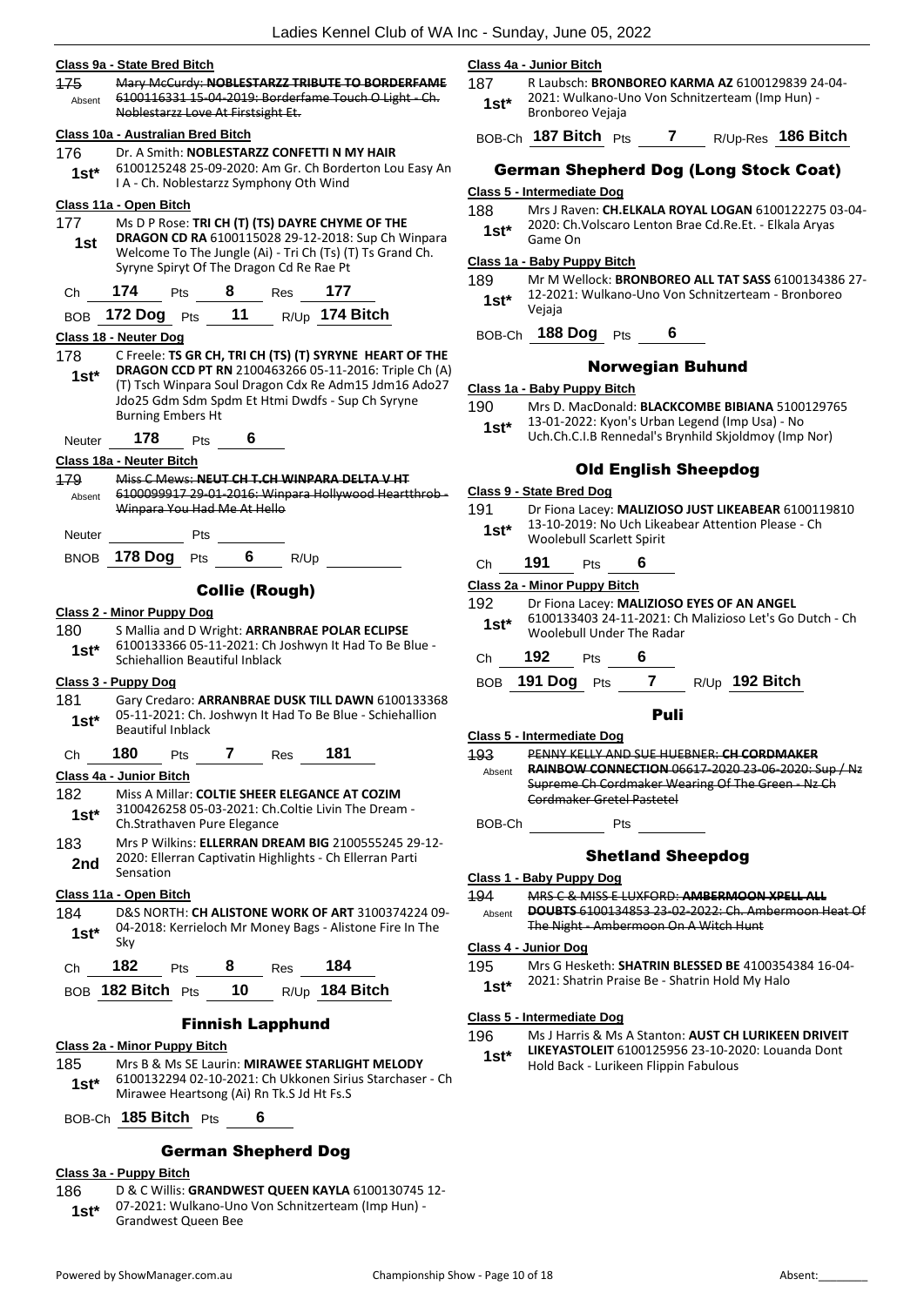**Class 9a - State Bred Bitch**

175 Absent ~~Mary McCurdy: **NOBLESTARZZ TRIBUTE TO BORDERFAME** 6100116331 15-04-2019: Borderfame Touch O Light - Ch. Noblestarzz Love At Firstsight Et.~~

**Class 10a - Australian Bred Bitch**

176 **1st*** Dr. A Smith: **NOBLESTARZZ CONFETTI N MY HAIR** 6100125248 25-09-2020: Am Gr. Ch Borderton Lou Easy An I A - Ch. Noblestarzz Symphony Oth Wind

**Class 11a - Open Bitch**

177 **1st** Ms D P Rose: **TRI CH (T) (TS) DAYRE CHYME OF THE DRAGON CD RA** 6100115028 29-12-2018: Sup Ch Winpara Welcome To The Jungle (Ai) - Tri Ch (Ts) (T) Ts Grand Ch. Syryne Spiryt Of The Dragon Cd Re Rae Pt

Ch **174** Pts **8** Res **177**

BOB **172 Dog** Pts **11** R/Up **174 Bitch**

**Class 18 - Neuter Dog**

178 **1st*** C Freele: **TS GR CH, TRI CH (TS) (T) SYRYNE HEART OF THE DRAGON CCD PT RN** 2100463266 05-11-2016: Triple Ch (A) (T) Tsch Winpara Soul Dragon Cdx Re Adm15 Jdm16 Ado27 Jdo25 Gdm Sdm Spdm Et Htmi Dwdfs - Sup Ch Syryne Burning Embers Ht

Neuter **178** Pts **6**

**Class 18a - Neuter Bitch**

179 Absent ~~Miss C Mews: **NEUT CH T.CH WINPARA DELTA V HT** 6100099917 29-01-2016: Winpara Hollywood Heartthrob - Winpara You Had Me At Hello~~

Neuter ______ Pts ______

BNOB **178 Dog** Pts **6** R/Up ______

## Collie (Rough)

**Class 2 - Minor Puppy Dog**

180 **1st*** S Mallia and D Wright: **ARRANBRAE POLAR ECLIPSE** 6100133366 05-11-2021: Ch Joshwyn It Had To Be Blue - Schiehallion Beautiful Inblack

**Class 3 - Puppy Dog**

181 **1st*** Gary Credaro: **ARRANBRAE DUSK TILL DAWN** 6100133368 05-11-2021: Ch. Joshwyn It Had To Be Blue - Schiehallion Beautiful Inblack

Ch **180** Pts **7** Res **181**

**Class 4a - Junior Bitch**

182 **1st*** Miss A Millar: **COLTIE SHEER ELEGANCE AT COZIM** 3100426258 05-03-2021: Ch.Coltie Livin The Dream - Ch.Strathaven Pure Elegance

183 **2nd** Mrs P Wilkins: **ELLERRAN DREAM BIG** 2100555245 29-12-2020: Ellerran Captivatin Highlights - Ch Ellerran Parti Sensation

**Class 11a - Open Bitch**

184 **1st*** D&S NORTH: **CH ALISTONE WORK OF ART** 3100374224 09-04-2018: Kerrieloch Mr Money Bags - Alistone Fire In The Sky

Ch **182** Pts **8** Res **184**

BOB **182 Bitch** Pts **10** R/Up **184 Bitch**

## Finnish Lapphund

**Class 2a - Minor Puppy Bitch**

185 **1st*** Mrs B & Ms SE Laurin: **MIRAWEE STARLIGHT MELODY** 6100132294 02-10-2021: Ch Ukkonen Sirius Starchaser - Ch Mirawee Heartsong (Ai) Rn Tk.S Jd Ht Fs.S

BOB-Ch **185 Bitch** Pts **6**

## German Shepherd Dog

**Class 3a - Puppy Bitch**

186 **1st*** D & C Willis: **GRANDWEST QUEEN KAYLA** 6100130745 12-07-2021: Wulkano-Uno Von Schnitzerteam (Imp Hun) - Grandwest Queen Bee

**Class 4a - Junior Bitch**

187 **1st*** R Laubsch: **BRONBOREO KARMA AZ** 6100129839 24-04-2021: Wulkano-Uno Von Schnitzerteam (Imp Hun) - Bronboreo Vejaja

BOB-Ch **187 Bitch** Pts **7** R/Up-Res **186 Bitch**

## German Shepherd Dog (Long Stock Coat)

**Class 5 - Intermediate Dog**

188 **1st*** Mrs J Raven: **CH.ELKALA ROYAL LOGAN** 6100122275 03-04-2020: Ch.Volscaro Lenton Brae Cd.Re.Et. - Elkala Aryas Game On

**Class 1a - Baby Puppy Bitch**

189 **1st*** Mr M Wellock: **BRONBOREO ALL TAT SASS** 6100134386 27-12-2021: Wulkano-Uno Von Schnitzerteam - Bronboreo Vejaja

BOB-Ch **188 Dog** Pts **6**

## Norwegian Buhund

**Class 1a - Baby Puppy Bitch**

190 **1st*** Mrs D. MacDonald: **BLACKCOMBE BIBIANA** 5100129765 13-01-2022: Kyon's Urban Legend (Imp Usa) - No Uch.Ch.C.I.B Rennedal's Brynhild Skjoldmoy (Imp Nor)

## Old English Sheepdog

**Class 9 - State Bred Dog**

191 **1st*** Dr Fiona Lacey: **MALIZIOSO JUST LIKEABEAR** 6100119810 13-10-2019: No Uch Likeabear Attention Please - Ch Woolebull Scarlett Spirit

Ch **191** Pts **6**

**Class 2a - Minor Puppy Bitch**

192 **1st*** Dr Fiona Lacey: **MALIZIOSO EYES OF AN ANGEL** 6100133403 24-11-2021: Ch Malizioso Let's Go Dutch - Ch Woolebull Under The Radar

Ch **192** Pts **6**

BOB **191 Dog** Pts **7** R/Up **192 Bitch**

## Puli

**Class 5 - Intermediate Dog**

193 Absent ~~PENNY KELLY AND SUE HUEBNER: **CH CORDMAKER RAINBOW CONNECTION** 06617-2020 23-06-2020: Sup / Nz Supreme Ch Cordmaker Wearing Of The Green - Nz Ch Cordmaker Gretel Pastetel~~

BOB-Ch ______ Pts ______

## Shetland Sheepdog

**Class 1 - Baby Puppy Dog**

194 Absent ~~MRS C & MISS E LUXFORD: **AMBERMOON XPELL ALL DOUBTS** 6100134853 23-02-2022: Ch. Ambermoon Heat Of The Night - Ambermoon On A Witch Hunt~~

**Class 4 - Junior Dog**

195 **1st*** Mrs G Hesketh: **SHATRIN BLESSED BE** 4100354384 16-04-2021: Shatrin Praise Be - Shatrin Hold My Halo

**Class 5 - Intermediate Dog**

196 **1st*** Ms J Harris & Ms A Stanton: **AUST CH LURIKEEN DRIVEIT LIKEYASTOLEIT** 6100125956 23-10-2020: Louanda Dont Hold Back - Lurikeen Flippin Fabulous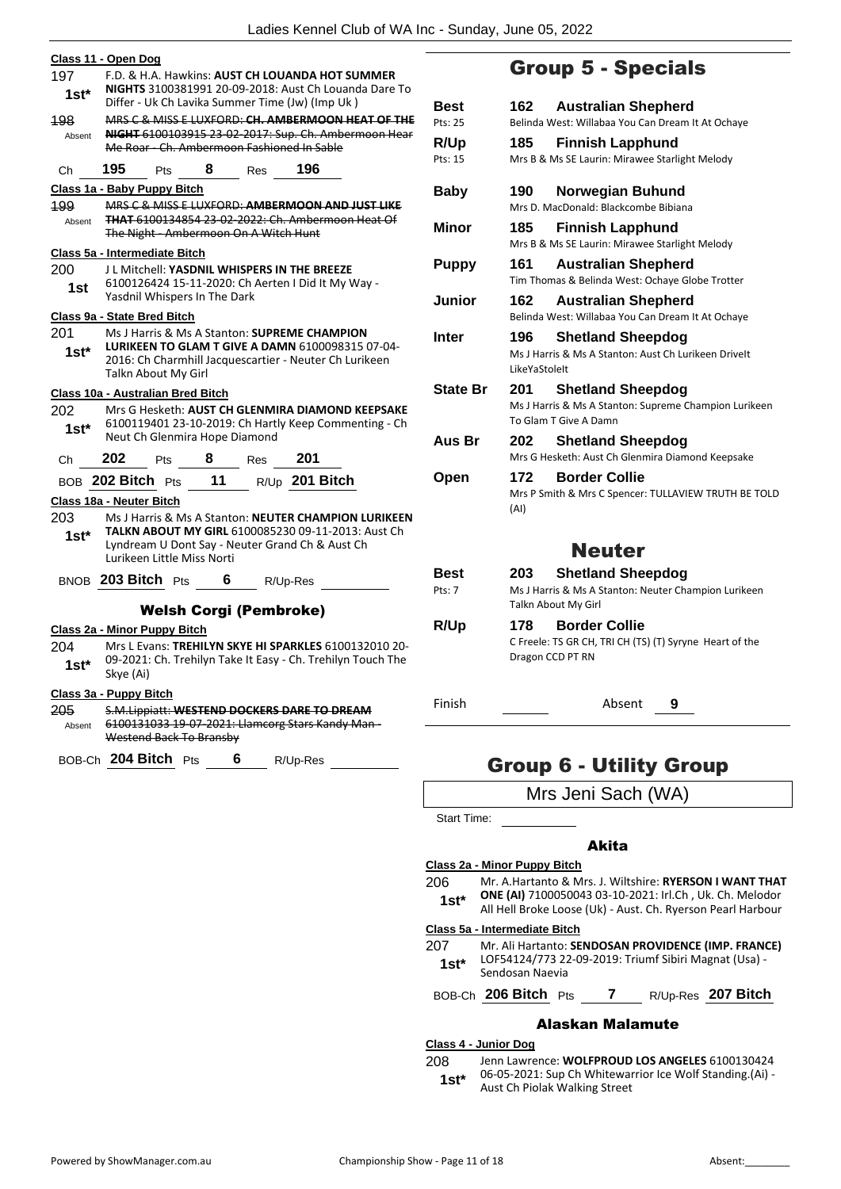**Class 11 - Open Dog**

197 — **1st\*** — F.D. & H.A. Hawkins: **AUST CH LOUANDA HOT SUMMER NIGHTS** 3100381991 20-09-2018: Aust Ch Louanda Dare To Differ - Uk Ch Lavika Summer Time (Jw) (Imp Uk )

~~198~~ — Absent — ~~MRS C & MISS E LUXFORD: **CH. AMBERMOON HEAT OF THE NIGHT** 6100103915 23-02-2017: Sup. Ch. Ambermoon Hear Me Roar - Ch. Ambermoon Fashioned In Sable~~

Ch 195 Pts 8 Res 196

**Class 1a - Baby Puppy Bitch**

~~199~~ — Absent — ~~MRS C & MISS E LUXFORD: **AMBERMOON AND JUST LIKE THAT** 6100134854 23-02-2022: Ch. Ambermoon Heat Of The Night - Ambermoon On A Witch Hunt~~

**Class 5a - Intermediate Bitch**

200 — **1st** — J L Mitchell: **YASDNIL WHISPERS IN THE BREEZE** 6100126424 15-11-2020: Ch Aerten I Did It My Way - Yasdnil Whispers In The Dark

**Class 9a - State Bred Bitch**

201 — **1st\*** — Ms J Harris & Ms A Stanton: **SUPREME CHAMPION LURIKEEN TO GLAM T GIVE A DAMN** 6100098315 07-04-2016: Ch Charmhill Jacquescartier - Neuter Ch Lurikeen Talkn About My Girl

**Class 10a - Australian Bred Bitch**

202 — **1st\*** — Mrs G Hesketh: **AUST CH GLENMIRA DIAMOND KEEPSAKE** 6100119401 23-10-2019: Ch Hartly Keep Commenting - Ch Neut Ch Glenmira Hope Diamond

Ch 202 Pts 8 Res 201

BOB 202 Bitch Pts 11 R/Up 201 Bitch

**Class 18a - Neuter Bitch**

203 — **1st\*** — Ms J Harris & Ms A Stanton: **NEUTER CHAMPION LURIKEEN TALKN ABOUT MY GIRL** 6100085230 09-11-2013: Aust Ch Lyndream U Dont Say - Neuter Grand Ch & Aust Ch Lurikeen Little Miss Norti

BNOB 203 Bitch Pts 6 R/Up-Res

### Welsh Corgi (Pembroke)

**Class 2a - Minor Puppy Bitch**

204 — **1st\*** — Mrs L Evans: **TREHILYN SKYE HI SPARKLES** 6100132010 20-09-2021: Ch. Trehilyn Take It Easy - Ch. Trehilyn Touch The Skye (Ai)

**Class 3a - Puppy Bitch**

~~205~~ — Absent — ~~S.M.Lippiatt: **WESTEND DOCKERS DARE TO DREAM** 6100131033 19-07-2021: Llamcorg Stars Kandy Man - Westend Back To Bransby~~

BOB-Ch 204 Bitch Pts 6 R/Up-Res

## Group 5 - Specials

| | | |
|---|---|---|
| **Best** (Pts: 25) | 162 | **Australian Shepherd** — Belinda West: Willabaa You Can Dream It At Ochaye |
| **R/Up** (Pts: 15) | 185 | **Finnish Lapphund** — Mrs B & Ms SE Laurin: Mirawee Starlight Melody |
| **Baby** | 190 | **Norwegian Buhund** — Mrs D. MacDonald: Blackcombe Bibiana |
| **Minor** | 185 | **Finnish Lapphund** — Mrs B & Ms SE Laurin: Mirawee Starlight Melody |
| **Puppy** | 161 | **Australian Shepherd** — Tim Thomas & Belinda West: Ochaye Globe Trotter |
| **Junior** | 162 | **Australian Shepherd** — Belinda West: Willabaa You Can Dream It At Ochaye |
| **Inter** | 196 | **Shetland Sheepdog** — Ms J Harris & Ms A Stanton: Aust Ch Lurikeen DriveIt LikeYaStoleIt |
| **State Br** | 201 | **Shetland Sheepdog** — Ms J Harris & Ms A Stanton: Supreme Champion Lurikeen To Glam T Give A Damn |
| **Aus Br** | 202 | **Shetland Sheepdog** — Mrs G Hesketh: Aust Ch Glenmira Diamond Keepsake |
| **Open** | 172 | **Border Collie** — Mrs P Smith & Mrs C Spencer: TULLAVIEW TRUTH BE TOLD (AI) |

## Neuter

| | | |
|---|---|---|
| **Best** (Pts: 7) | 203 | **Shetland Sheepdog** — Ms J Harris & Ms A Stanton: Neuter Champion Lurikeen Talkn About My Girl |
| **R/Up** | 178 | **Border Collie** — C Freele: TS GR CH, TRI CH (TS) (T) Syryne Heart of the Dragon CCD PT RN |

Finish ______ Absent 9

# Group 6 - Utility Group

Mrs Jeni Sach (WA)

Start Time:

### Akita

**Class 2a - Minor Puppy Bitch**

206 — **1st\*** — Mr. A.Hartanto & Mrs. J. Wiltshire: **RYERSON I WANT THAT ONE (AI)** 7100050043 03-10-2021: Irl.Ch , Uk. Ch. Melodor All Hell Broke Loose (Uk) - Aust. Ch. Ryerson Pearl Harbour

**Class 5a - Intermediate Bitch**

207 — **1st\*** — Mr. Ali Hartanto: **SENDOSAN PROVIDENCE (IMP. FRANCE)** LOF54124/773 22-09-2019: Triumf Sibiri Magnat (Usa) - Sendosan Naevia

BOB-Ch 206 Bitch Pts 7 R/Up-Res 207 Bitch

### Alaskan Malamute

**Class 4 - Junior Dog**

208 — **1st\*** — Jenn Lawrence: **WOLFPROUD LOS ANGELES** 6100130424 06-05-2021: Sup Ch Whitewarrior Ice Wolf Standing.(Ai) - Aust Ch Piolak Walking Street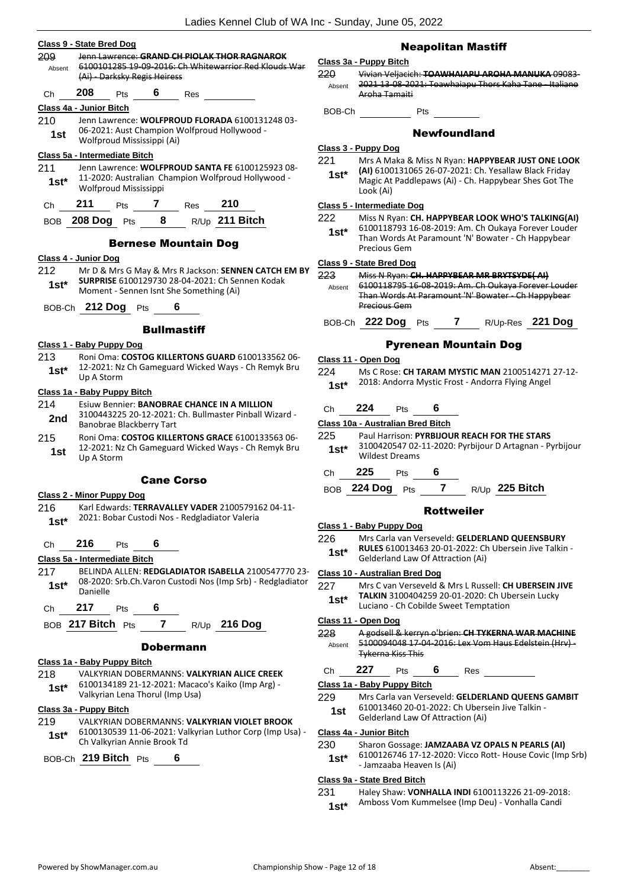**Class 9 - State Bred Dog**

209 Absent ~~Jenn Lawrence: **GRAND CH PIOLAK THOR RAGNAROK** 6100101285 19-09-2016: Ch Whitewarrior Red Klouds War (Ai) - Darksky Regis Heiress~~

Ch **208** Pts **6** Res

**Class 4a - Junior Bitch**

210 **1st** Jenn Lawrence: **WOLFPROUD FLORADA** 6100131248 03-06-2021: Aust Champion Wolfproud Hollywood - Wolfproud Mississippi (Ai)

**Class 5a - Intermediate Bitch**

211 **1st*** Jenn Lawrence: **WOLFPROUD SANTA FE** 6100125923 08-11-2020: Australian Champion Wolfproud Hollywood - Wolfproud Mississippi

Ch **211** Pts **7** Res **210**

BOB **208 Dog** Pts **8** R/Up **211 Bitch**

## Bernese Mountain Dog

**Class 4 - Junior Dog**

212 **1st*** Mr D & Mrs G May & Mrs R Jackson: **SENNEN CATCH EM BY SURPRISE** 6100129730 28-04-2021: Ch Sennen Kodak Moment - Sennen Isnt She Something (Ai)

BOB-Ch **212 Dog** Pts **6**

## Bullmastiff

**Class 1 - Baby Puppy Dog**

213 **1st*** Roni Oma: **COSTOG KILLERTONS GUARD** 6100133562 06-12-2021: Nz Ch Gameguard Wicked Ways - Ch Remyk Bru Up A Storm

**Class 1a - Baby Puppy Bitch**

214 **2nd** Esiuw Bennier: **BANOBRAE CHANCE IN A MILLION** 3100443225 20-12-2021: Ch. Bullmaster Pinball Wizard - Banobrae Blackberry Tart

215 **1st** Roni Oma: **COSTOG KILLERTONS GRACE** 6100133563 06-12-2021: Nz Ch Gameguard Wicked Ways - Ch Remyk Bru Up A Storm

## Cane Corso

**Class 2 - Minor Puppy Dog**

216 **1st*** Karl Edwards: **TERRAVALLEY VADER** 2100579162 04-11-2021: Bobar Custodi Nos - Redgladiator Valeria

Ch **216** Pts **6**

**Class 5a - Intermediate Bitch**

217 **1st*** BELINDA ALLEN: **REDGLADIATOR ISABELLA** 2100547770 23-08-2020: Srb.Ch.Varon Custodi Nos (Imp Srb) - Redgladiator Danielle

Ch **217** Pts **6**

BOB **217 Bitch** Pts **7** R/Up **216 Dog**

## Dobermann

**Class 1a - Baby Puppy Bitch**

218 **1st*** VALKYRIAN DOBERMANNS: **VALKYRIAN ALICE CREEK** 6100134189 21-12-2021: Macaco's Kaiko (Imp Arg) - Valkyrian Lena Thorul (Imp Usa)

**Class 3a - Puppy Bitch**

219 **1st*** VALKYRIAN DOBERMANNS: **VALKYRIAN VIOLET BROOK** 6100130539 11-06-2021: Valkyrian Luthor Corp (Imp Usa) - Ch Valkyrian Annie Brook Td

BOB-Ch **219 Bitch** Pts **6**

## Neapolitan Mastiff

**Class 3a - Puppy Bitch**

220 Absent ~~Vivian Veljacich: **TOAWHAIAPU AROHA MANUKA** 09083-2021 13-08-2021: Toawhaiapu Thors Kaha Tane - Italiano Aroha Tamaiti~~

BOB-Ch Pts

## Newfoundland

**Class 3 - Puppy Dog**

221 **1st*** Mrs A Maka & Miss N Ryan: **HAPPYBEAR JUST ONE LOOK (AI)** 6100131065 26-07-2021: Ch. Yesallaw Black Friday Magic At Paddlepaws (Ai) - Ch. Happybear Shes Got The Look (Ai)

**Class 5 - Intermediate Dog**

222 **1st*** Miss N Ryan: **CH. HAPPYBEAR LOOK WHO'S TALKING(AI)** 6100118793 16-08-2019: Am. Ch Oukaya Forever Louder Than Words At Paramount 'N' Bowater - Ch Happybear Precious Gem

**Class 9 - State Bred Dog**

223 Absent ~~Miss N Ryan: **CH. HAPPYBEAR MR BRYTSYDE( AI)** 6100118795 16-08-2019: Am. Ch Oukaya Forever Louder Than Words At Paramount 'N' Bowater - Ch Happybear Precious Gem~~

BOB-Ch **222 Dog** Pts **7** R/Up-Res **221 Dog**

## Pyrenean Mountain Dog

**Class 11 - Open Dog**

224 **1st*** Ms C Rose: **CH TARAM MYSTIC MAN** 2100514271 27-12-2018: Andorra Mystic Frost - Andorra Flying Angel

Ch **224** Pts **6**

**Class 10a - Australian Bred Bitch**

225 **1st*** Paul Harrison: **PYRBIJOUR REACH FOR THE STARS** 3100420547 02-11-2020: Pyrbijour D Artagnan - Pyrbijour Wildest Dreams

Ch **225** Pts **6**

BOB **224 Dog** Pts **7** R/Up **225 Bitch**

## Rottweiler

**Class 1 - Baby Puppy Dog**

226 **1st*** Mrs Carla van Verseveld: **GELDERLAND QUEENSBURY RULES** 610013463 20-01-2022: Ch Ubersein Jive Talkin - Gelderland Law Of Attraction (Ai)

**Class 10 - Australian Bred Dog**

227 **1st*** Mrs C van Verseveld & Mrs L Russell: **CH UBERSEIN JIVE TALKIN** 3100404259 20-01-2020: Ch Ubersein Lucky Luciano - Ch Cobilde Sweet Temptation

**Class 11 - Open Dog**

228 Absent ~~A godsell & kerryn o'brien: **CH TYKERNA WAR MACHINE** 5100094048 17-04-2016: Lex Vom Haus Edelstein (Hrv) - Tykerna Kiss This~~

Ch **227** Pts **6** Res

**Class 1a - Baby Puppy Bitch**

229 **1st** Mrs Carla van Verseveld: **GELDERLAND QUEENS GAMBIT** 610013460 20-01-2022: Ch Ubersein Jive Talkin - Gelderland Law Of Attraction (Ai)

**Class 4a - Junior Bitch**

230 **1st*** Sharon Gossage: **JAMZAABA VZ OPALS N PEARLS (AI)** 6100126746 17-12-2020: Vicco Rott- House Covic (Imp Srb) - Jamzaaba Heaven Is (Ai)

**Class 9a - State Bred Bitch**

231 **1st*** Haley Shaw: **VONHALLA INDI** 6100113226 21-09-2018: Amboss Vom Kummelsee (Imp Deu) - Vonhalla Candi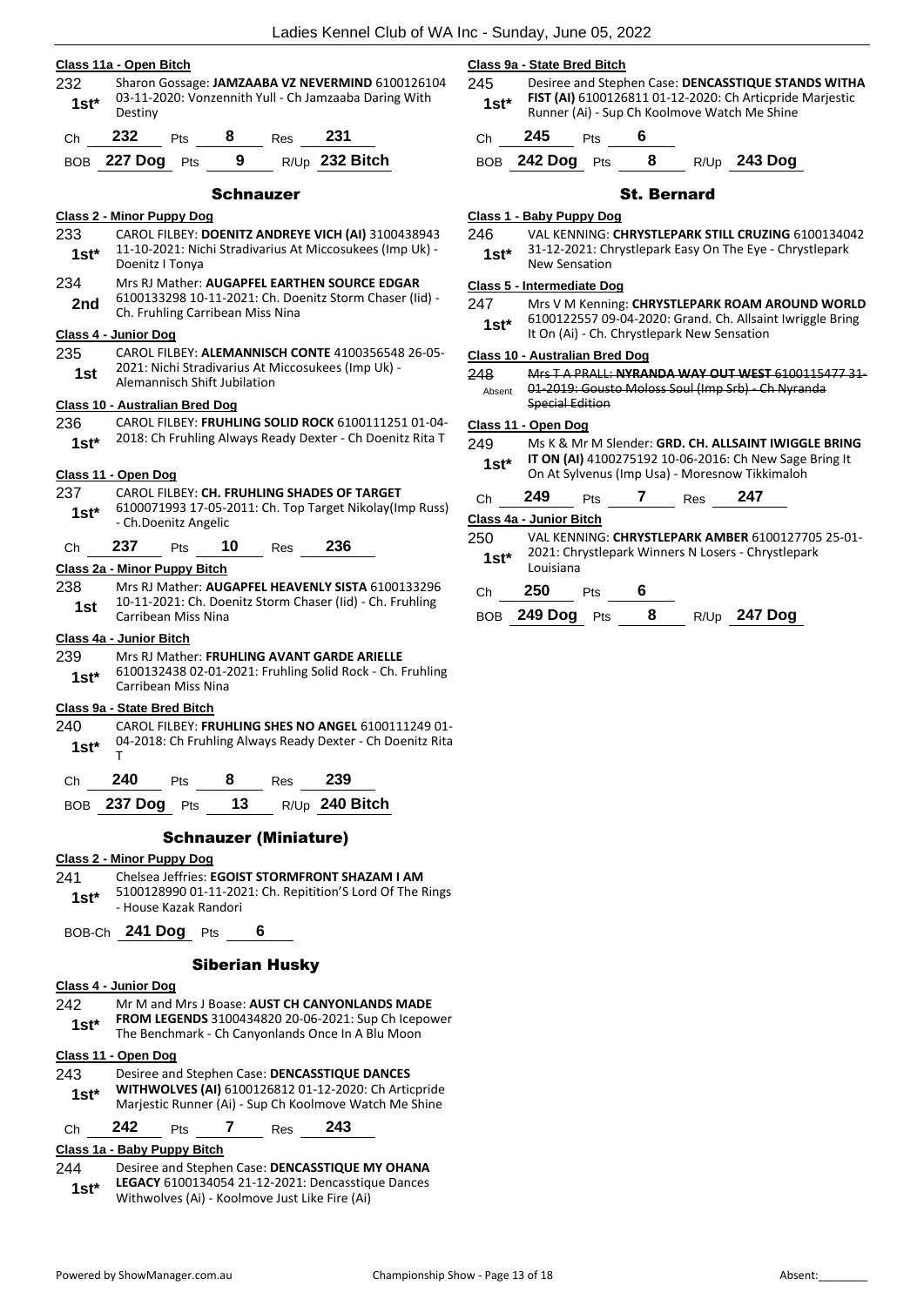#### Class 11a - Open Bitch

232 **1st\*** Sharon Gossage: **JAMZAABA VZ NEVERMIND** 6100126104 03-11-2020: Vonzennith Yull - Ch Jamzaaba Daring With Destiny

Ch **232** Pts **8** Res **231**

BOB **227 Dog** Pts **9** R/Up **232 Bitch**

## Schnauzer

#### Class 2 - Minor Puppy Dog

233 **1st\*** CAROL FILBEY: **DOENITZ ANDREYE VICH (AI)** 3100438943 11-10-2021: Nichi Stradivarius At Miccosukees (Imp Uk) - Doenitz I Tonya

234 **2nd** Mrs RJ Mather: **AUGAPFEL EARTHEN SOURCE EDGAR** 6100133298 10-11-2021: Ch. Doenitz Storm Chaser (Iid) - Ch. Fruhling Carribean Miss Nina

#### Class 4 - Junior Dog

235 **1st** CAROL FILBEY: **ALEMANNISCH CONTE** 4100356548 26-05-2021: Nichi Stradivarius At Miccosukees (Imp Uk) - Alemannisch Shift Jubilation

#### Class 10 - Australian Bred Dog

236 **1st\*** CAROL FILBEY: **FRUHLING SOLID ROCK** 6100111251 01-04-2018: Ch Fruhling Always Ready Dexter - Ch Doenitz Rita T

#### Class 11 - Open Dog

237 **1st\*** CAROL FILBEY: **CH. FRUHLING SHADES OF TARGET** 6100071993 17-05-2011: Ch. Top Target Nikolay(Imp Russ) - Ch.Doenitz Angelic

Ch **237** Pts **10** Res **236**

#### Class 2a - Minor Puppy Bitch

238 **1st** Mrs RJ Mather: **AUGAPFEL HEAVENLY SISTA** 6100133296 10-11-2021: Ch. Doenitz Storm Chaser (Iid) - Ch. Fruhling Carribean Miss Nina

#### Class 4a - Junior Bitch

239 **1st\*** Mrs RJ Mather: **FRUHLING AVANT GARDE ARIELLE** 6100132438 02-01-2021: Fruhling Solid Rock - Ch. Fruhling Carribean Miss Nina

#### Class 9a - State Bred Bitch

240 **1st\*** CAROL FILBEY: **FRUHLING SHES NO ANGEL** 6100111249 01-04-2018: Ch Fruhling Always Ready Dexter - Ch Doenitz Rita T

Ch **240** Pts **8** Res **239**

BOB **237 Dog** Pts **13** R/Up **240 Bitch**

## Schnauzer (Miniature)

#### Class 2 - Minor Puppy Dog

241 **1st\*** Chelsea Jeffries: **EGOIST STORMFRONT SHAZAM I AM** 5100128990 01-11-2021: Ch. Repitition'S Lord Of The Rings - House Kazak Randori

BOB-Ch **241 Dog** Pts **6**

## Siberian Husky

#### Class 4 - Junior Dog

242 **1st\*** Mr M and Mrs J Boase: **AUST CH CANYONLANDS MADE FROM LEGENDS** 3100434820 20-06-2021: Sup Ch Icepower The Benchmark - Ch Canyonlands Once In A Blu Moon

#### Class 11 - Open Dog

243 **1st\*** Desiree and Stephen Case: **DENCASSTIQUE DANCES WITHWOLVES (AI)** 6100126812 01-12-2020: Ch Articpride Marjestic Runner (Ai) - Sup Ch Koolmove Watch Me Shine

Ch **242** Pts **7** Res **243**

#### Class 1a - Baby Puppy Bitch

244 **1st\*** Desiree and Stephen Case: **DENCASSTIQUE MY OHANA LEGACY** 6100134054 21-12-2021: Dencasstique Dances Withwolves (Ai) - Koolmove Just Like Fire (Ai)

#### Class 9a - State Bred Bitch

245 **1st\*** Desiree and Stephen Case: **DENCASSTIQUE STANDS WITHA FIST (AI)** 6100126811 01-12-2020: Ch Articpride Marjestic Runner (Ai) - Sup Ch Koolmove Watch Me Shine

Ch **245** Pts **6**

BOB **242 Dog** Pts **8** R/Up **243 Dog**

## St. Bernard

#### Class 1 - Baby Puppy Dog

246 **1st\*** VAL KENNING: **CHRYSTLEPARK STILL CRUZING** 6100134042 31-12-2021: Chrystlepark Easy On The Eye - Chrystlepark New Sensation

#### Class 5 - Intermediate Dog

247 **1st\*** Mrs V M Kenning: **CHRYSTLEPARK ROAM AROUND WORLD** 6100122557 09-04-2020: Grand. Ch. Allsaint Iwriggle Bring It On (Ai) - Ch. Chrystlepark New Sensation

#### Class 10 - Australian Bred Dog

248 Absent ~~Mrs T A PRALL: **NYRANDA WAY OUT WEST** 6100115477 31-01-2019: Gousto Moloss Soul (Imp Srb) - Ch Nyranda Special Edition~~

#### Class 11 - Open Dog

249 **1st\*** Ms K & Mr M Slender: **GRD. CH. ALLSAINT IWIGGLE BRING IT ON (AI)** 4100275192 10-06-2016: Ch New Sage Bring It On At Sylvenus (Imp Usa) - Moresnow Tikkimaloh

Ch **249** Pts **7** Res **247**

#### Class 4a - Junior Bitch

250 **1st\*** VAL KENNING: **CHRYSTLEPARK AMBER** 6100127705 25-01-2021: Chrystlepark Winners N Losers - Chrystlepark Louisiana

Ch **250** Pts **6**

BOB **249 Dog** Pts **8** R/Up **247 Dog**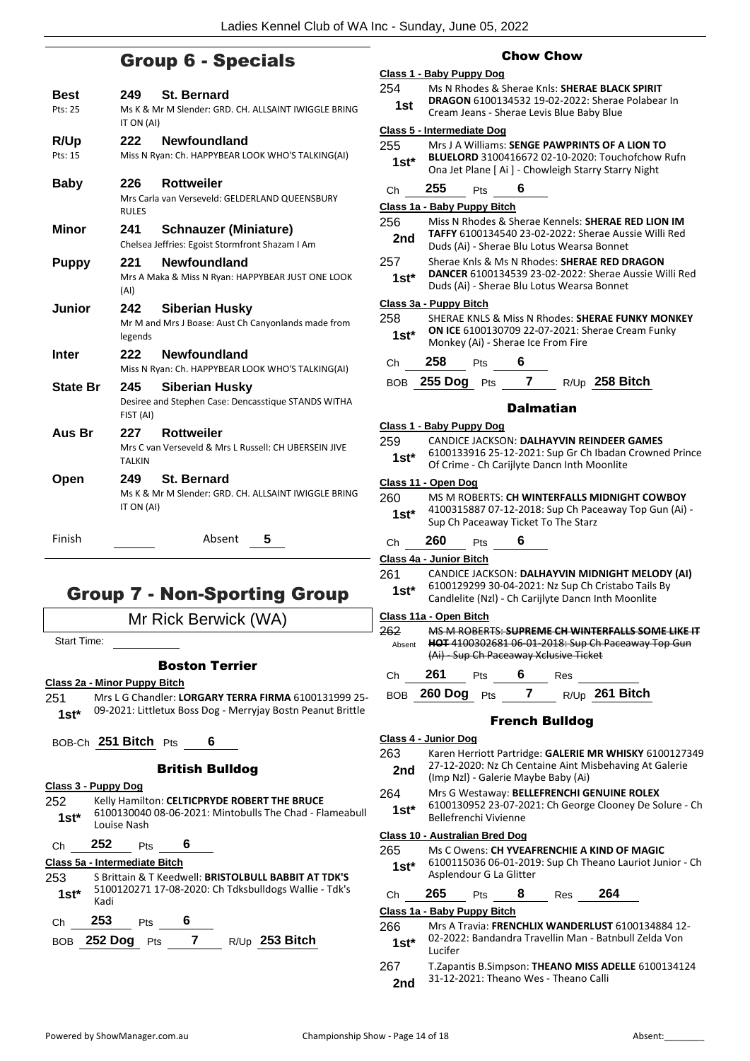## Group 6 - Specials

**Best** 249 **St. Bernard**
Pts: 25
Ms K & Mr M Slender: GRD. CH. ALLSAINT IWIGGLE BRING IT ON (AI)

**R/Up** 222 **Newfoundland**
Pts: 15
Miss N Ryan: Ch. HAPPYBEAR LOOK WHO'S TALKING(AI)

**Baby** 226 **Rottweiler**
Mrs Carla van Verseveld: GELDERLAND QUEENSBURY RULES

**Minor** 241 **Schnauzer (Miniature)**
Chelsea Jeffries: Egoist Stormfront Shazam I Am

**Puppy** 221 **Newfoundland**
Mrs A Maka & Miss N Ryan: HAPPYBEAR JUST ONE LOOK (AI)

**Junior** 242 **Siberian Husky**
Mr M and Mrs J Boase: Aust Ch Canyonlands made from legends

**Inter** 222 **Newfoundland**
Miss N Ryan: Ch. HAPPYBEAR LOOK WHO'S TALKING(AI)

**State Br** 245 **Siberian Husky**
Desiree and Stephen Case: Dencasstique STANDS WITHA FIST (AI)

**Aus Br** 227 **Rottweiler**
Mrs C van Verseveld & Mrs L Russell: CH UBERSEIN JIVE TALKIN

**Open** 249 **St. Bernard**
Ms K & Mr M Slender: GRD. CH. ALLSAINT IWIGGLE BRING IT ON (AI)

Finish ______ Absent 5

## Group 7 - Non-Sporting Group

Mr Rick Berwick (WA)

Start Time:

### Boston Terrier

**Class 2a - Minor Puppy Bitch**

251 1st* Mrs L G Chandler: **LORGARY TERRA FIRMA** 6100131999 25-09-2021: Littletux Boss Dog - Merryjay Bostn Peanut Brittle

BOB-Ch **251 Bitch** Pts 6

### British Bulldog

**Class 3 - Puppy Dog**

252 1st* Kelly Hamilton: **CELTICPRYDE ROBERT THE BRUCE** 6100130040 08-06-2021: Mintobulls The Chad - Flameabull Louise Nash

Ch 252 Pts 6

**Class 5a - Intermediate Bitch**

253 1st* S Brittain & T Keedwell: **BRISTOLBULL BABBIT AT TDK'S** 5100120271 17-08-2020: Ch Tdksbulldogs Wallie - Tdk's Kadi

Ch 253 Pts 6

BOB **252 Dog** Pts 7 R/Up **253 Bitch**

### Chow Chow

**Class 1 - Baby Puppy Dog**

254 1st Ms N Rhodes & Sherae Knls: **SHERAE BLACK SPIRIT DRAGON** 6100134532 19-02-2022: Sherae Polabear In Cream Jeans - Sherae Levis Blue Baby Blue

**Class 5 - Intermediate Dog**

255 1st* Mrs J A Williams: **SENGE PAWPRINTS OF A LION TO BLUELORD** 3100416672 02-10-2020: Touchofchow Rufn Ona Jet Plane [ Ai ] - Chowleigh Starry Starry Night

Ch 255 Pts 6

**Class 1a - Baby Puppy Bitch**

256 2nd Miss N Rhodes & Sherae Kennels: **SHERAE RED LION IM TAFFY** 6100134540 23-02-2022: Sherae Aussie Willi Red Duds (Ai) - Sherae Blu Lotus Wearsa Bonnet

257 1st* Sherae Knls & Ms N Rhodes: **SHERAE RED DRAGON DANCER** 6100134539 23-02-2022: Sherae Aussie Willi Red Duds (Ai) - Sherae Blu Lotus Wearsa Bonnet

**Class 3a - Puppy Bitch**

258 1st* SHERAE KNLS & Miss N Rhodes: **SHERAE FUNKY MONKEY ON ICE** 6100130709 22-07-2021: Sherae Cream Funky Monkey (Ai) - Sherae Ice From Fire

Ch 258 Pts 6

BOB **255 Dog** Pts 7 R/Up **258 Bitch**

### Dalmatian

**Class 1 - Baby Puppy Dog**

259 1st* CANDICE JACKSON: **DALHAYVIN REINDEER GAMES** 6100133916 25-12-2021: Sup Gr Ch Ibadan Crowned Prince Of Crime - Ch Carijlyte Dancn Inth Moonlite

**Class 11 - Open Dog**

260 1st* MS M ROBERTS: **CH WINTERFALLS MIDNIGHT COWBOY** 4100315887 07-12-2018: Sup Ch Paceaway Top Gun (Ai) - Sup Ch Paceaway Ticket To The Starz

Ch 260 Pts 6

**Class 4a - Junior Bitch**

261 1st* CANDICE JACKSON: **DALHAYVIN MIDNIGHT MELODY (AI)** 6100129299 30-04-2021: Nz Sup Ch Cristabo Tails By Candlelite (Nzl) - Ch Carijlyte Dancn Inth Moonlite

**Class 11a - Open Bitch**

262 Absent ~~MS M ROBERTS: **SUPREME CH WINTERFALLS SOME LIKE IT HOT** 4100302681 06-01-2018: Sup Ch Paceaway Top Gun (Ai) - Sup Ch Paceaway Xclusive Ticket~~

Ch 261 Pts 6 Res

BOB **260 Dog** Pts 7 R/Up **261 Bitch**

### French Bulldog

**Class 4 - Junior Dog**

263 2nd Karen Herriott Partridge: **GALERIE MR WHISKY** 6100127349 27-12-2020: Nz Ch Centaine Aint Misbehaving At Galerie (Imp Nzl) - Galerie Maybe Baby (Ai)

264 1st* Mrs G Westaway: **BELLEFRENCHI GENUINE ROLEX** 6100130952 23-07-2021: Ch George Clooney De Solure - Ch Bellefrenchi Vivienne

**Class 10 - Australian Bred Dog**

265 1st* Ms C Owens: **CH YVEAFRENCHIE A KIND OF MAGIC** 6100115036 06-01-2019: Sup Ch Theano Lauriot Junior - Ch Asplendour G La Glitter

Ch 265 Pts 8 Res 264

**Class 1a - Baby Puppy Bitch**

266 1st* Mrs A Travia: **FRENCHLIX WANDERLUST** 6100134884 12-02-2022: Bandandra Travellin Man - Batnbull Zelda Von Lucifer

267 2nd T.Zapantis B.Simpson: **THEANO MISS ADELLE** 6100134124 31-12-2021: Theano Wes - Theano Calli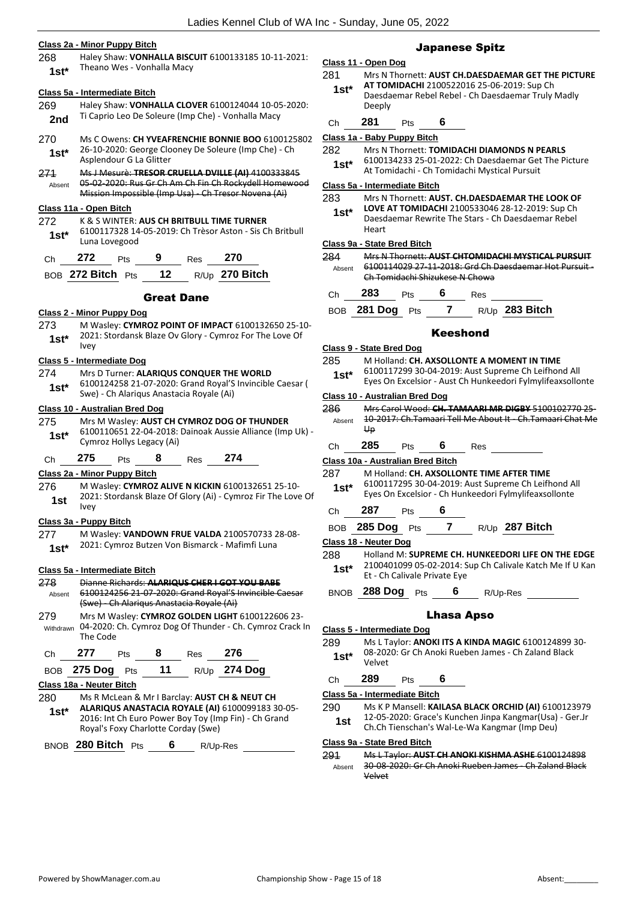**Class 2a - Minor Puppy Bitch**

268 — 1st* — Haley Shaw: **VONHALLA BISCUIT** 6100133185 10-11-2021: Theano Wes - Vonhalla Macy

**Class 5a - Intermediate Bitch**

269 — 2nd — Haley Shaw: **VONHALLA CLOVER** 6100124044 10-05-2020: Ti Caprio Leo De Soleure (Imp Che) - Vonhalla Macy

270 — 1st* — Ms C Owens: **CH YVEAFRENCHIE BONNIE BOO** 6100125802 26-10-2020: George Clooney De Soleure (Imp Che) - Ch Asplendour G La Glitter

~~271 — Absent — Ms J Mesurè: **TRESOR CRUELLA DVILLE (AI)** 4100333845 05-02-2020: Rus Gr Ch Am Ch Fin Ch Rockydell Homewood Mission Impossible (Imp Usa) - Ch Tresor Novena (Ai)~~

**Class 11a - Open Bitch**

272 — 1st* — K & S WINTER: **AUS CH BRITBULL TIME TURNER** 6100117328 14-05-2019: Ch Trèsor Aston - Sis Ch Britbull Luna Lovegood

Ch 272 Pts 9 Res 270

BOB 272 Bitch Pts 12 R/Up 270 Bitch

## Great Dane

**Class 2 - Minor Puppy Dog**

273 — 1st* — M Wasley: **CYMROZ POINT OF IMPACT** 6100132650 25-10-2021: Stordansk Blaze Ov Glory - Cymroz For The Love Of Ivey

**Class 5 - Intermediate Dog**

274 — 1st* — Mrs D Turner: **ALARIQUS CONQUER THE WORLD** 6100124258 21-07-2020: Grand Royal'S Invincible Caesar ( Swe) - Ch Alariqus Anastacia Royale (Ai)

**Class 10 - Australian Bred Dog**

275 — 1st* — Mrs M Wasley: **AUST CH CYMROZ DOG OF THUNDER** 6100110651 22-04-2018: Dainoak Aussie Alliance (Imp Uk) - Cymroz Hollys Legacy (Ai)

Ch 275 Pts 8 Res 274

**Class 2a - Minor Puppy Bitch**

276 — 1st — M Wasley: **CYMROZ ALIVE N KICKIN** 6100132651 25-10-2021: Stordansk Blaze Of Glory (Ai) - Cymroz Fir The Love Of Ivey

**Class 3a - Puppy Bitch**

277 — 1st* — M Wasley: **VANDOWN FRUE VALDA** 2100570733 28-08-2021: Cymroz Butzen Von Bismarck - Mafimfi Luna

**Class 5a - Intermediate Bitch**

~~278 — Absent — Dianne Richards: **ALARIQUS CHER I GOT YOU BABE** 6100124256 21-07-2020: Grand Royal'S Invincible Caesar (Swe) - Ch Alariqus Anastacia Royale (Ai)~~

279 — Withdrawn — Mrs M Wasley: **CYMROZ GOLDEN LIGHT** 6100122606 23-04-2020: Ch. Cymroz Dog Of Thunder - Ch. Cymroz Crack In The Code

Ch 277 Pts 8 Res 276

BOB 275 Dog Pts 11 R/Up 274 Dog

**Class 18a - Neuter Bitch**

280 — 1st* — Ms R McLean & Mr I Barclay: **AUST CH & NEUT CH ALARIQUS ANASTACIA ROYALE (AI)** 6100099183 30-05-2016: Int Ch Euro Power Boy Toy (Imp Fin) - Ch Grand Royal's Foxy Charlotte Corday (Swe)

BNOB 280 Bitch Pts 6 R/Up-Res

## Japanese Spitz

**Class 11 - Open Dog**

281 — 1st* — Mrs N Thornett: **AUST CH.DAESDAEMAR GET THE PICTURE AT TOMIDACHI** 2100522016 25-06-2019: Sup Ch Daesdaemar Rebel Rebel - Ch Daesdaemar Truly Madly Deeply

Ch 281 Pts 6

**Class 1a - Baby Puppy Bitch**

282 — 1st* — Mrs N Thornett: **TOMIDACHI DIAMONDS N PEARLS** 6100134233 25-01-2022: Ch Daesdaemar Get The Picture At Tomidachi - Ch Tomidachi Mystical Pursuit

**Class 5a - Intermediate Bitch**

283 — 1st* — Mrs N Thornett: **AUST. CH.DAESDAEMAR THE LOOK OF LOVE AT TOMIDACHI** 2100533046 28-12-2019: Sup Ch Daesdaemar Rewrite The Stars - Ch Daesdaemar Rebel Heart

**Class 9a - State Bred Bitch**

~~284 — Absent — Mrs N Thornett: **AUST CHTOMIDACHI MYSTICAL PURSUIT** 6100114029 27-11-2018: Grd Ch Daesdaemar Hot Pursuit - Ch Tomidachi Shizukese N Chowa~~

Ch 283 Pts 6 Res

BOB 281 Dog Pts 7 R/Up 283 Bitch

## Keeshond

**Class 9 - State Bred Dog**

285 — 1st* — M Holland: **CH. AXSOLLONTE A MOMENT IN TIME** 6100117299 30-04-2019: Aust Supreme Ch Leifhond All Eyes On Excelsior - Aust Ch Hunkeedori Fylmylifeaxsollonte

**Class 10 - Australian Bred Dog**

~~286 — Absent — Mrs Carol Wood: **CH. TAMAARI MR DIGBY** 5100102770 25-10-2017: Ch.Tamaari Tell Me About It - Ch.Tamaari Chat Me Up~~

Ch 285 Pts 6 Res

**Class 10a - Australian Bred Bitch**

287 — 1st* — M Holland: **CH. AXSOLLONTE TIME AFTER TIME** 6100117295 30-04-2019: Aust Supreme Ch Leifhond All Eyes On Excelsior - Ch Hunkeedori Fylmylifeaxsollonte

Ch 287 Pts 6

BOB 285 Dog Pts 7 R/Up 287 Bitch

**Class 18 - Neuter Dog**

288 — 1st* — Holland M: **SUPREME CH. HUNKEEDORI LIFE ON THE EDGE** 2100401099 05-02-2014: Sup Ch Calivale Katch Me If U Kan Et - Ch Calivale Private Eye

BNOB 288 Dog Pts 6 R/Up-Res

## Lhasa Apso

**Class 5 - Intermediate Dog**

289 — 1st* — Ms L Taylor: **ANOKI ITS A KINDA MAGIC** 6100124899 30-08-2020: Gr Ch Anoki Rueben James - Ch Zaland Black Velvet

Ch 289 Pts 6

**Class 5a - Intermediate Bitch**

290 — 1st — Ms K P Mansell: **KAILASA BLACK ORCHID (AI)** 6100123979 12-05-2020: Grace's Kunchen Jinpa Kangmar(Usa) - Ger.Jr Ch.Ch Tienschan's Wal-Le-Wa Kangmar (Imp Deu)

**Class 9a - State Bred Bitch**

~~291 — Absent — Ms L Taylor: **AUST CH ANOKI KISHMA ASHE** 6100124898 30-08-2020: Gr Ch Anoki Rueben James - Ch Zaland Black Velvet~~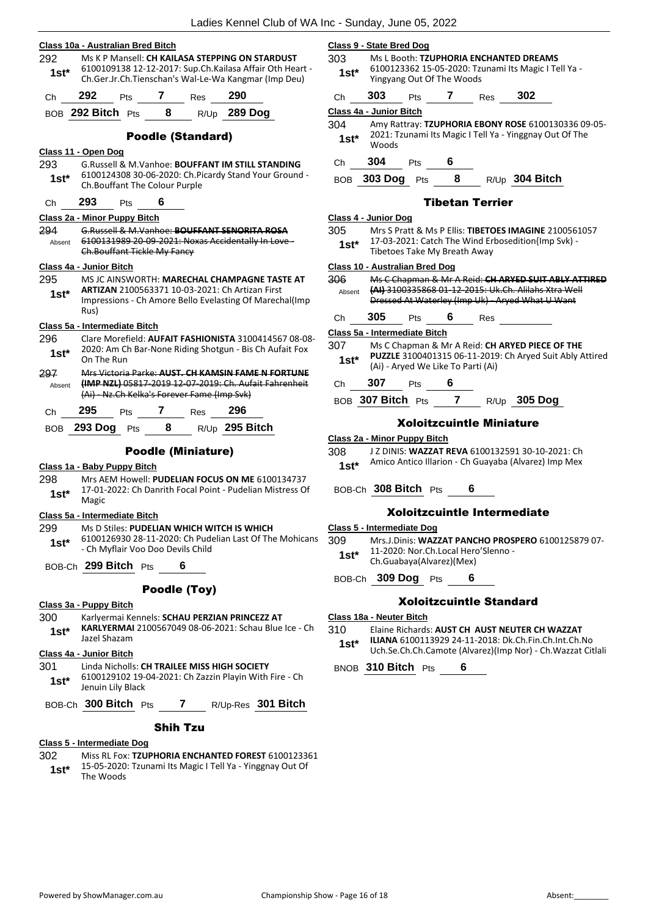**Class 10a - Australian Bred Bitch**

292 — 1st* — Ms K P Mansell: **CH KAILASA STEPPING ON STARDUST** 6100109138 12-12-2017: Sup.Ch.Kailasa Affair Oth Heart - Ch.Ger.Jr.Ch.Tienschan's Wal-Le-Wa Kangmar (Imp Deu)

Ch **292** Pts **7** Res **290**

BOB **292 Bitch** Pts **8** R/Up **289 Dog**

## Poodle (Standard)

**Class 11 - Open Dog**

293 — 1st* — G.Russell & M.Vanhoe: **BOUFFANT IM STILL STANDING** 6100124308 30-06-2020: Ch.Picardy Stand Your Ground - Ch.Bouffant The Colour Purple

Ch **293** Pts **6**

**Class 2a - Minor Puppy Bitch**

~~294 — Absent — G.Russell & M.Vanhoe: **BOUFFANT SENORITA ROSA** 6100131989 20-09-2021: Noxas Accidentally In Love - Ch.Bouffant Tickle My Fancy~~

**Class 4a - Junior Bitch**

295 — 1st* — MS JC AINSWORTH: **MARECHAL CHAMPAGNE TASTE AT ARTIZAN** 2100563371 10-03-2021: Ch Artizan First Impressions - Ch Amore Bello Evelasting Of Marechal(Imp Rus)

**Class 5a - Intermediate Bitch**

296 — 1st* — Clare Morefield: **AUFAIT FASHIONISTA** 3100414567 08-08-2020: Am Ch Bar-None Riding Shotgun - Bis Ch Aufait Fox On The Run

~~297 — Absent — Mrs Victoria Parke: **AUST. CH KAMSIN FAME N FORTUNE (IMP NZL)** 05817-2019 12-07-2019: Ch. Aufait Fahrenheit (Ai) - Nz.Ch Kelka's Forever Fame (Imp Svk)~~

Ch **295** Pts **7** Res **296**

BOB **293 Dog** Pts **8** R/Up **295 Bitch**

## Poodle (Miniature)

**Class 1a - Baby Puppy Bitch**

298 — 1st* — Mrs AEM Howell: **PUDELIAN FOCUS ON ME** 6100134737 17-01-2022: Ch Danrith Focal Point - Pudelian Mistress Of Magic

**Class 5a - Intermediate Bitch**

299 — 1st* — Ms D Stiles: **PUDELIAN WHICH WITCH IS WHICH** 6100126930 28-11-2020: Ch Pudelian Last Of The Mohicans - Ch Myflair Voo Doo Devils Child

BOB-Ch **299 Bitch** Pts **6**

## Poodle (Toy)

**Class 3a - Puppy Bitch**

300 — 1st* — Karlyermai Kennels: **SCHAU PERZIAN PRINCEZZ AT KARLYERMAI** 2100567049 08-06-2021: Schau Blue Ice - Ch Jazel Shazam

**Class 4a - Junior Bitch**

301 — 1st* — Linda Nicholls: **CH TRAILEE MISS HIGH SOCIETY** 6100129102 19-04-2021: Ch Zazzin Playin With Fire - Ch Jenuin Lily Black

BOB-Ch **300 Bitch** Pts **7** R/Up-Res **301 Bitch**

## Shih Tzu

**Class 5 - Intermediate Dog**

302 — 1st* — Miss RL Fox: **TZUPHORIA ENCHANTED FOREST** 6100123361 15-05-2020: Tzunami Its Magic I Tell Ya - Yinggnay Out Of The Woods

**Class 9 - State Bred Dog**

303 — 1st* — Ms L Booth: **TZUPHORIA ENCHANTED DREAMS** 6100123362 15-05-2020: Tzunami Its Magic I Tell Ya - Yingyang Out Of The Woods

Ch **303** Pts **7** Res **302**

**Class 4a - Junior Bitch**

304 — 1st* — Amy Rattray: **TZUPHORIA EBONY ROSE** 6100130336 09-05-2021: Tzunami Its Magic I Tell Ya - Yinggnay Out Of The Woods

Ch **304** Pts **6**

BOB **303 Dog** Pts **8** R/Up **304 Bitch**

## Tibetan Terrier

**Class 4 - Junior Dog**

305 — 1st* — Mrs S Pratt & Ms P Ellis: **TIBETOES IMAGINE** 2100561057 17-03-2021: Catch The Wind Erbosedition(Imp Svk) - Tibetoes Take My Breath Away

**Class 10 - Australian Bred Dog**

~~306 — Absent — Ms C Chapman & Mr A Reid: **CH ARYED SUIT ABLY ATTIRED (AI)** 3100335868 01-12-2015: Uk.Ch. Alilahs Xtra Well Dressed At Waterley (Imp Uk) - Aryed What U Want~~

Ch **305** Pts **6** Res

**Class 5a - Intermediate Bitch**

307 — 1st* — Ms C Chapman & Mr A Reid: **CH ARYED PIECE OF THE PUZZLE** 3100401315 06-11-2019: Ch Aryed Suit Ably Attired (Ai) - Aryed We Like To Parti (Ai)

Ch **307** Pts **6**

BOB **307 Bitch** Pts **7** R/Up **305 Dog**

## Xoloitzcuintle Miniature

**Class 2a - Minor Puppy Bitch**

308 — 1st* — J Z DINIS: **WAZZAT REVA** 6100132591 30-10-2021: Ch Amico Antico Illarion - Ch Guayaba (Alvarez) Imp Mex

BOB-Ch **308 Bitch** Pts **6**

## Xoloitzcuintle Intermediate

**Class 5 - Intermediate Dog**

309 — 1st* — Mrs.J.Dinis: **WAZZAT PANCHO PROSPERO** 6100125879 07-11-2020: Nor.Ch.Local Hero'Slenno - Ch.Guabaya(Alvarez)(Mex)

BOB-Ch **309 Dog** Pts **6**

## Xoloitzcuintle Standard

**Class 18a - Neuter Bitch**

310 — 1st* — Elaine Richards: **AUST CH AUST NEUTER CH WAZZAT ILIANA** 6100113929 24-11-2018: Dk.Ch.Fin.Ch.Int.Ch.No Uch.Se.Ch.Ch.Camote (Alvarez)(Imp Nor) - Ch.Wazzat Citlali

BNOB **310 Bitch** Pts **6**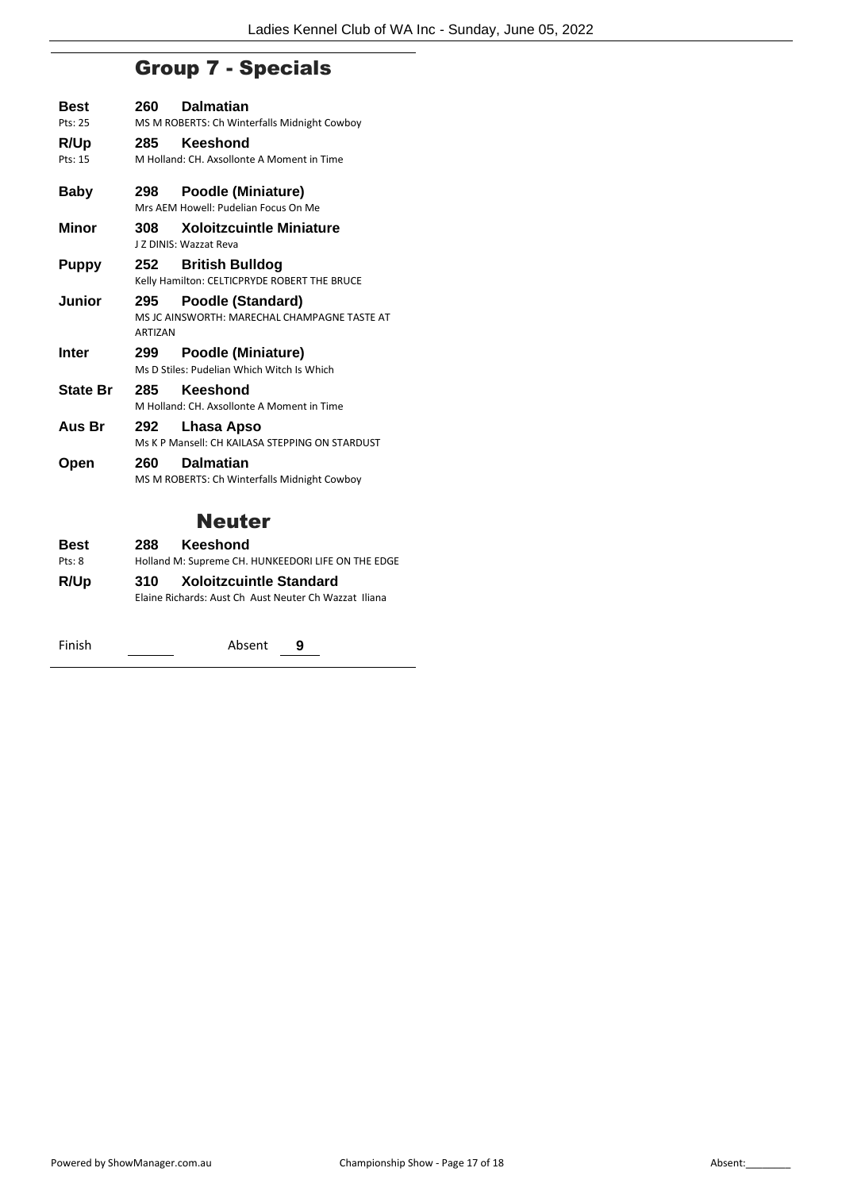## Group 7 - Specials

**Best** Pts: 25 — **260 Dalmatian**
MS M ROBERTS: Ch Winterfalls Midnight Cowboy

**R/Up** Pts: 15 — **285 Keeshond**
M Holland: CH. Axsollonte A Moment in Time

**Baby** — **298 Poodle (Miniature)**
Mrs AEM Howell: Pudelian Focus On Me

**Minor** — **308 Xoloitzcuintle Miniature**
J Z DINIS: Wazzat Reva

**Puppy** — **252 British Bulldog**
Kelly Hamilton: CELTICPRYDE ROBERT THE BRUCE

**Junior** — **295 Poodle (Standard)**
MS JC AINSWORTH: MARECHAL CHAMPAGNE TASTE AT ARTIZAN

**Inter** — **299 Poodle (Miniature)**
Ms D Stiles: Pudelian Which Witch Is Which

**State Br** — **285 Keeshond**
M Holland: CH. Axsollonte A Moment in Time

**Aus Br** — **292 Lhasa Apso**
Ms K P Mansell: CH KAILASA STEPPING ON STARDUST

**Open** — **260 Dalmatian**
MS M ROBERTS: Ch Winterfalls Midnight Cowboy

## Neuter

**Best** Pts: 8 — **288 Keeshond**
Holland M: Supreme CH. HUNKEEDORI LIFE ON THE EDGE

**R/Up** — **310 Xoloitzcuintle Standard**
Elaine Richards: Aust Ch Aust Neuter Ch Wazzat Iliana

Finish ______ Absent **9**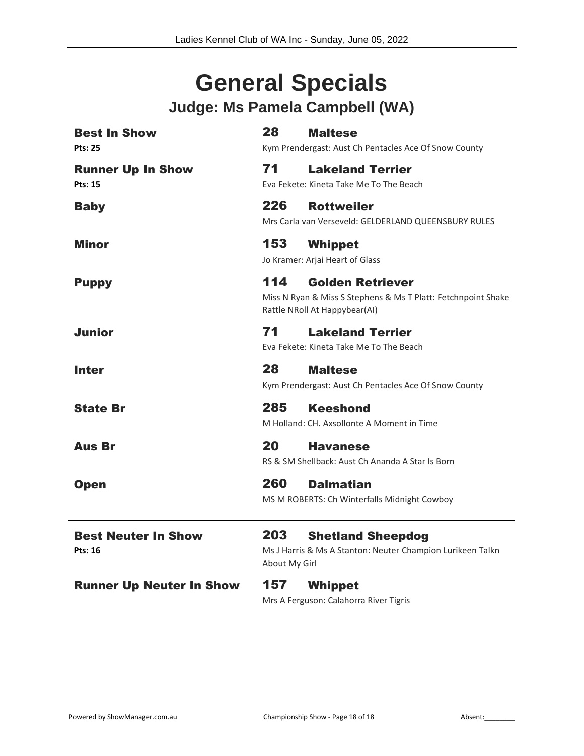# General Specials

## Judge: Ms Pamela Campbell (WA)

**Best In Show**
Pts: 25

**28 Maltese**
Kym Prendergast: Aust Ch Pentacles Ace Of Snow County

**Runner Up In Show**
Pts: 15

**71 Lakeland Terrier**
Eva Fekete: Kineta Take Me To The Beach

**Baby**

**226 Rottweiler**
Mrs Carla van Verseveld: GELDERLAND QUEENSBURY RULES

**Minor**

**153 Whippet**
Jo Kramer: Arjai Heart of Glass

**Puppy**

**114 Golden Retriever**
Miss N Ryan & Miss S Stephens & Ms T Platt: Fetchnpoint Shake Rattle NRoll At Happybear(AI)

**Junior**

**71 Lakeland Terrier**
Eva Fekete: Kineta Take Me To The Beach

**Inter**

**28 Maltese**
Kym Prendergast: Aust Ch Pentacles Ace Of Snow County

**State Br**

**285 Keeshond**
M Holland: CH. Axsollonte A Moment in Time

**Aus Br**

**20 Havanese**
RS & SM Shellback: Aust Ch Ananda A Star Is Born

**Open**

**260 Dalmatian**
MS M ROBERTS: Ch Winterfalls Midnight Cowboy

---

**Best Neuter In Show**
Pts: 16

**203 Shetland Sheepdog**
Ms J Harris & Ms A Stanton: Neuter Champion Lurikeen Talkn About My Girl

**Runner Up Neuter In Show**

**157 Whippet**
Mrs A Ferguson: Calahorra River Tigris